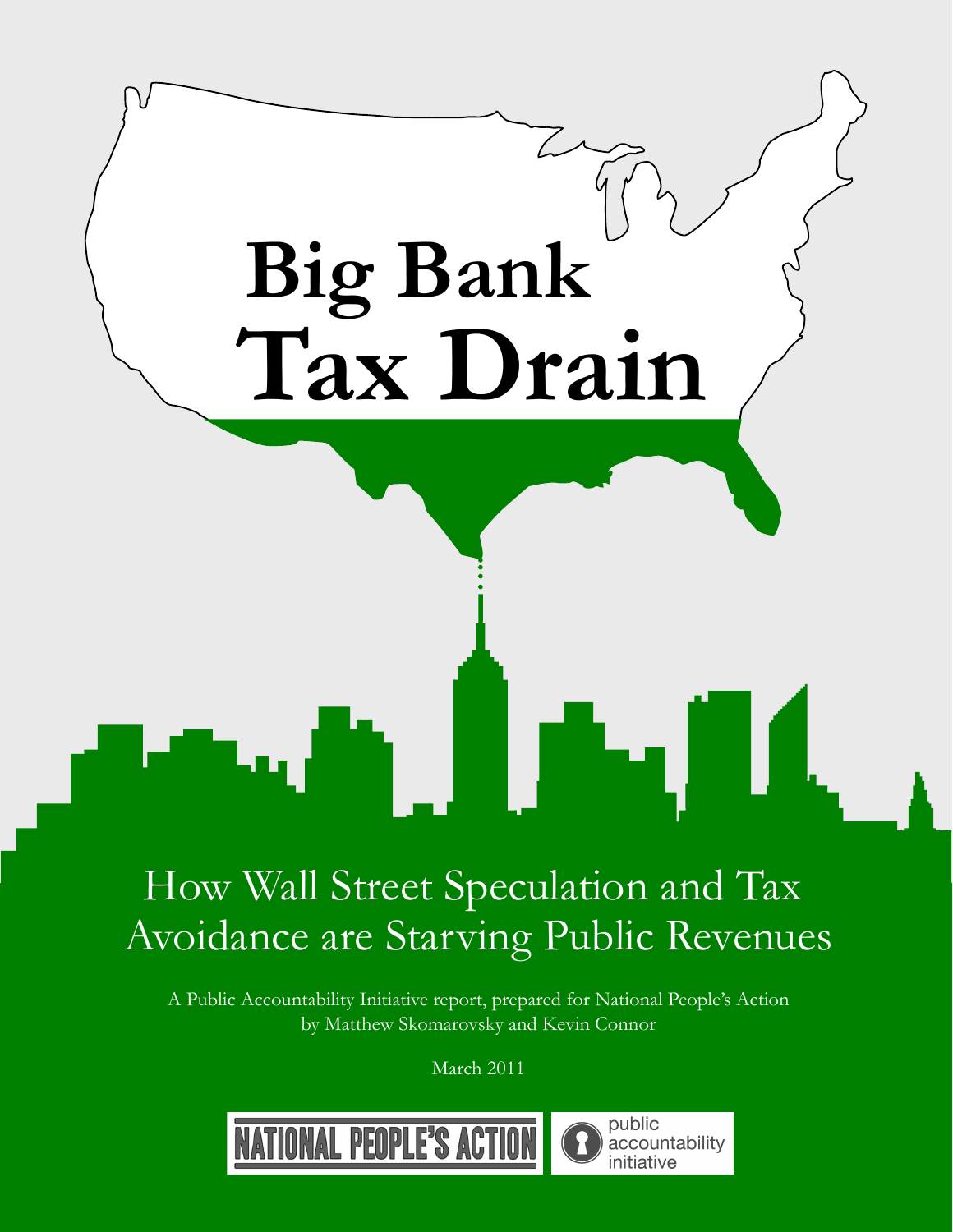# Big Bank Tax Drain

## How Wall Street Speculation and Tax Avoidance are Starving Public Revenues

A Public Accountability Initiative report, prepared for National People's Action by Matthew Skomarovsky and Kevin Connor

March 2011

NATIONAL PEOPLE'S ACTION

public accountability initiative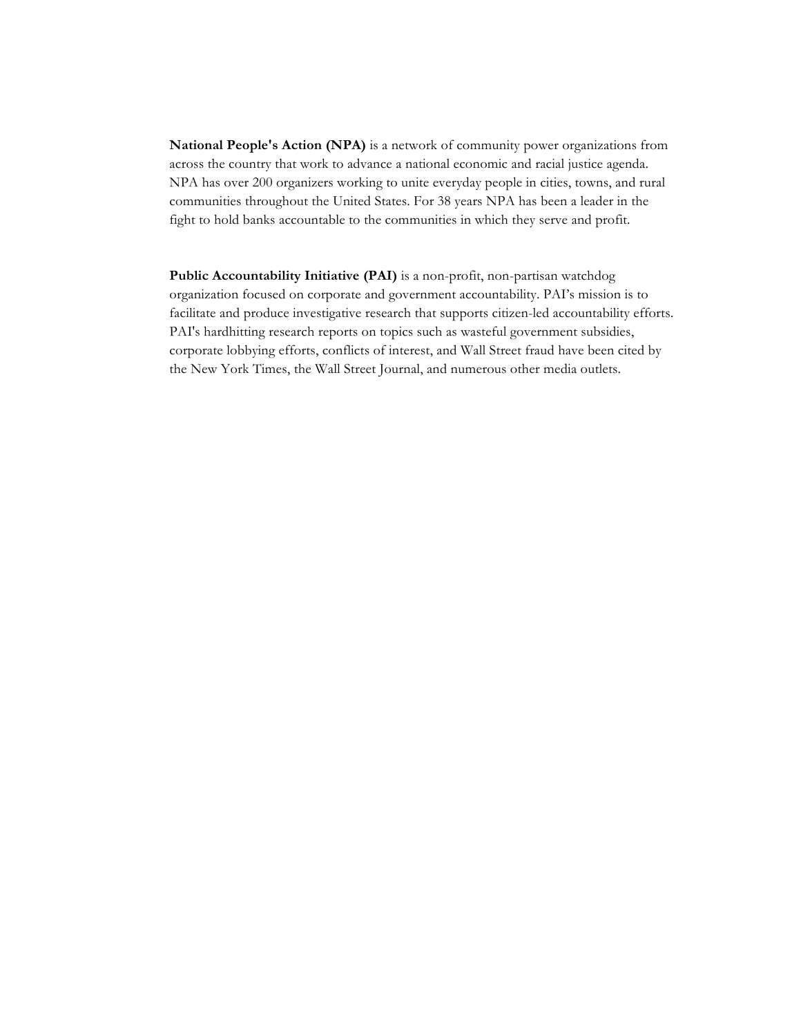**National People's Action (NPA)** is a network of community power organizations from across the country that work to advance a national economic and racial justice agenda. NPA has over 200 organizers working to unite everyday people in cities, towns, and rural communities throughout the United States. For 38 years NPA has been a leader in the fight to hold banks accountable to the communities in which they serve and profit.

**Public Accountability Initiative (PAI)** is a non-profit, non-partisan watchdog organization focused on corporate and government accountability. PAI's mission is to facilitate and produce investigative research that supports citizen-led accountability efforts. PAI's hardhitting research reports on topics such as wasteful government subsidies, corporate lobbying efforts, conflicts of interest, and Wall Street fraud have been cited by the New York Times, the Wall Street Journal, and numerous other media outlets.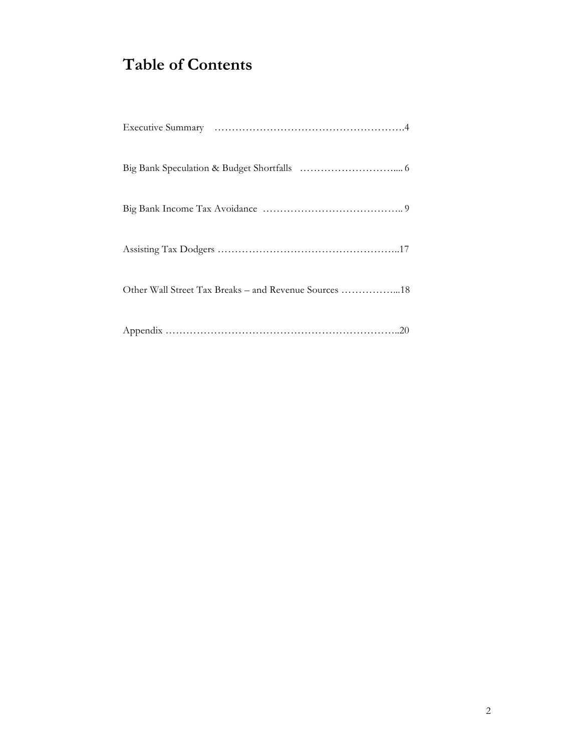# Table of Contents

Executive Summary ……………………………………………….4

Big Bank Speculation & Budget Shortfalls ……………………….... 6

Big Bank Income Tax Avoidance ………………………………….. 9

Assisting Tax Dodgers ……………………………………………..17

Other Wall Street Tax Breaks – and Revenue Sources ……………...18

Appendix …………………………………………………………..20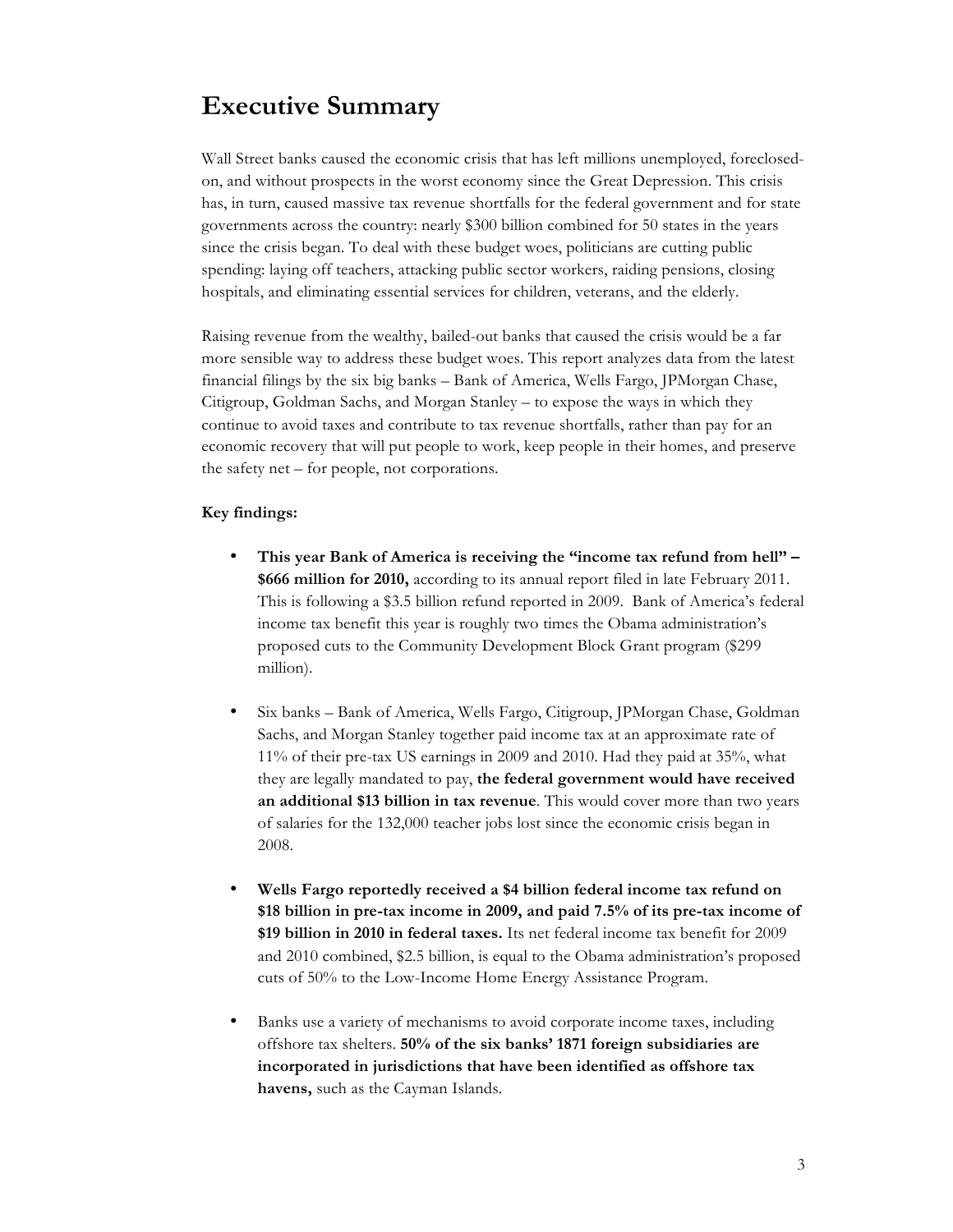# Executive Summary

Wall Street banks caused the economic crisis that has left millions unemployed, foreclosed-on, and without prospects in the worst economy since the Great Depression. This crisis has, in turn, caused massive tax revenue shortfalls for the federal government and for state governments across the country: nearly $300 billion combined for 50 states in the years since the crisis began. To deal with these budget woes, politicians are cutting public spending: laying off teachers, attacking public sector workers, raiding pensions, closing hospitals, and eliminating essential services for children, veterans, and the elderly.

Raising revenue from the wealthy, bailed-out banks that caused the crisis would be a far more sensible way to address these budget woes. This report analyzes data from the latest financial filings by the six big banks – Bank of America, Wells Fargo, JPMorgan Chase, Citigroup, Goldman Sachs, and Morgan Stanley – to expose the ways in which they continue to avoid taxes and contribute to tax revenue shortfalls, rather than pay for an economic recovery that will put people to work, keep people in their homes, and preserve the safety net – for people, not corporations.

**Key findings:**

- **This year Bank of America is receiving the "income tax refund from hell" – $666 million for 2010,** according to its annual report filed in late February 2011. This is following a $3.5 billion refund reported in 2009. Bank of America's federal income tax benefit this year is roughly two times the Obama administration's proposed cuts to the Community Development Block Grant program ($299 million).

- Six banks – Bank of America, Wells Fargo, Citigroup, JPMorgan Chase, Goldman Sachs, and Morgan Stanley together paid income tax at an approximate rate of 11% of their pre-tax US earnings in 2009 and 2010. Had they paid at 35%, what they are legally mandated to pay, **the federal government would have received an additional $13 billion in tax revenue**. This would cover more than two years of salaries for the 132,000 teacher jobs lost since the economic crisis began in 2008.

- **Wells Fargo reportedly received a $4 billion federal income tax refund on $18 billion in pre-tax income in 2009, and paid 7.5% of its pre-tax income of $19 billion in 2010 in federal taxes.** Its net federal income tax benefit for 2009 and 2010 combined, $2.5 billion, is equal to the Obama administration's proposed cuts of 50% to the Low-Income Home Energy Assistance Program.

- Banks use a variety of mechanisms to avoid corporate income taxes, including offshore tax shelters. **50% of the six banks' 1871 foreign subsidiaries are incorporated in jurisdictions that have been identified as offshore tax havens,** such as the Cayman Islands.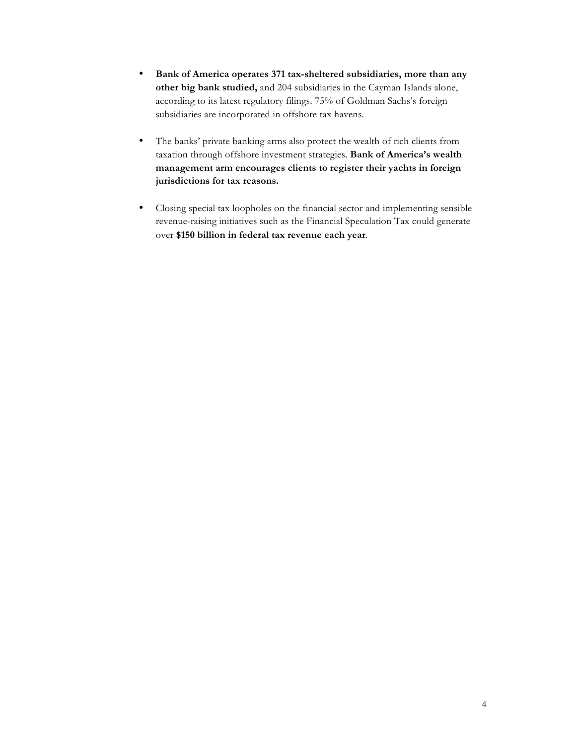- **Bank of America operates 371 tax-sheltered subsidiaries, more than any other big bank studied,** and 204 subsidiaries in the Cayman Islands alone, according to its latest regulatory filings. 75% of Goldman Sachs's foreign subsidiaries are incorporated in offshore tax havens.

- The banks' private banking arms also protect the wealth of rich clients from taxation through offshore investment strategies. **Bank of America's wealth management arm encourages clients to register their yachts in foreign jurisdictions for tax reasons.**

- Closing special tax loopholes on the financial sector and implementing sensible revenue-raising initiatives such as the Financial Speculation Tax could generate over **$150 billion in federal tax revenue each year**.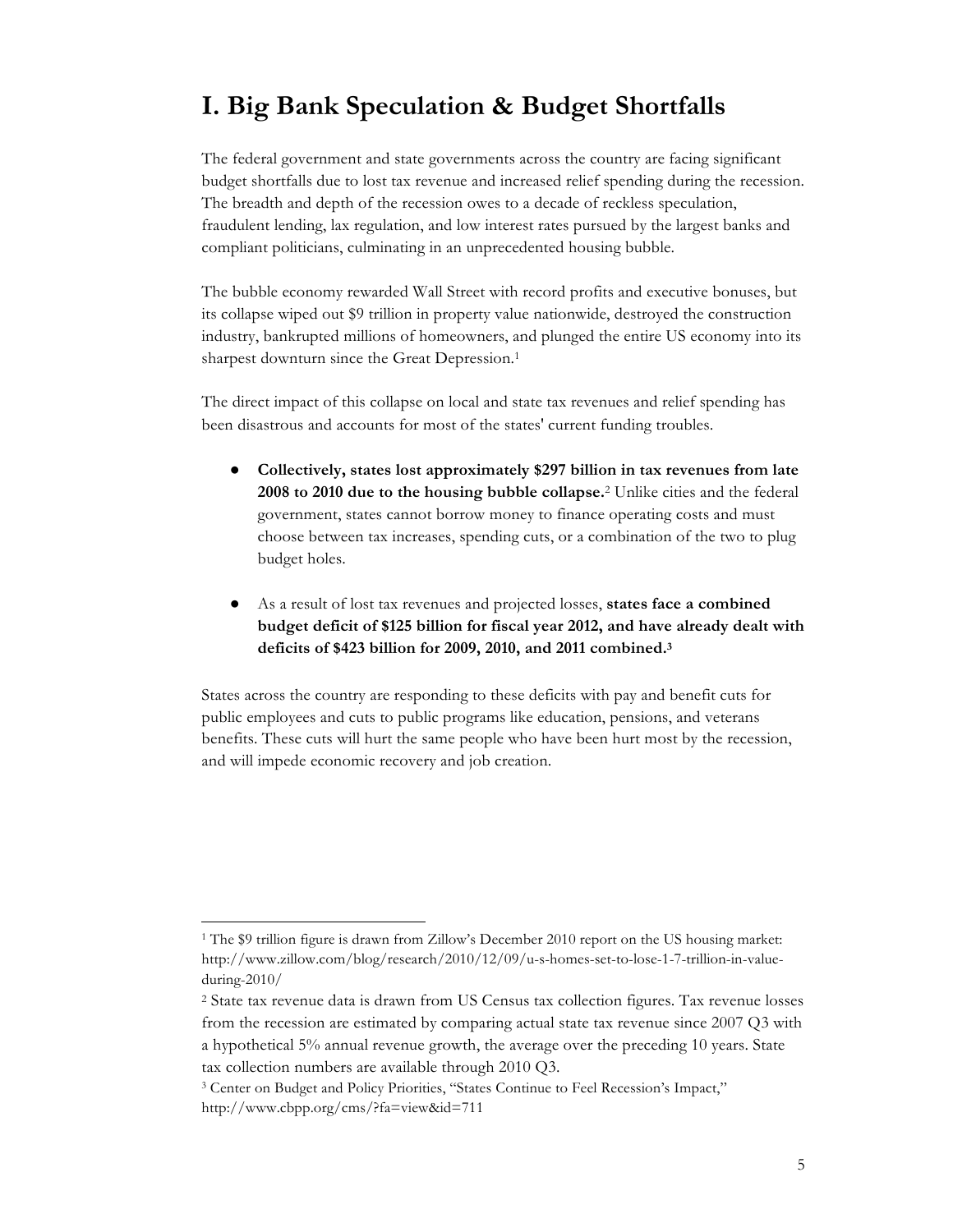## I. Big Bank Speculation & Budget Shortfalls

The federal government and state governments across the country are facing significant budget shortfalls due to lost tax revenue and increased relief spending during the recession. The breadth and depth of the recession owes to a decade of reckless speculation, fraudulent lending, lax regulation, and low interest rates pursued by the largest banks and compliant politicians, culminating in an unprecedented housing bubble.

The bubble economy rewarded Wall Street with record profits and executive bonuses, but its collapse wiped out $9 trillion in property value nationwide, destroyed the construction industry, bankrupted millions of homeowners, and plunged the entire US economy into its sharpest downturn since the Great Depression.[1]

The direct impact of this collapse on local and state tax revenues and relief spending has been disastrous and accounts for most of the states' current funding troubles.

- **Collectively, states lost approximately $297 billion in tax revenues from late 2008 to 2010 due to the housing bubble collapse.**[2] Unlike cities and the federal government, states cannot borrow money to finance operating costs and must choose between tax increases, spending cuts, or a combination of the two to plug budget holes.
- As a result of lost tax revenues and projected losses, **states face a combined budget deficit of $125 billion for fiscal year 2012, and have already dealt with deficits of $423 billion for 2009, 2010, and 2011 combined.**[3]

States across the country are responding to these deficits with pay and benefit cuts for public employees and cuts to public programs like education, pensions, and veterans benefits. These cuts will hurt the same people who have been hurt most by the recession, and will impede economic recovery and job creation.

---

[1] The $9 trillion figure is drawn from Zillow's December 2010 report on the US housing market: http://www.zillow.com/blog/research/2010/12/09/u-s-homes-set-to-lose-1-7-trillion-in-value-during-2010/

[2] State tax revenue data is drawn from US Census tax collection figures. Tax revenue losses from the recession are estimated by comparing actual state tax revenue since 2007 Q3 with a hypothetical 5% annual revenue growth, the average over the preceding 10 years. State tax collection numbers are available through 2010 Q3.

[3] Center on Budget and Policy Priorities, "States Continue to Feel Recession's Impact," http://www.cbpp.org/cms/?fa=view&id=711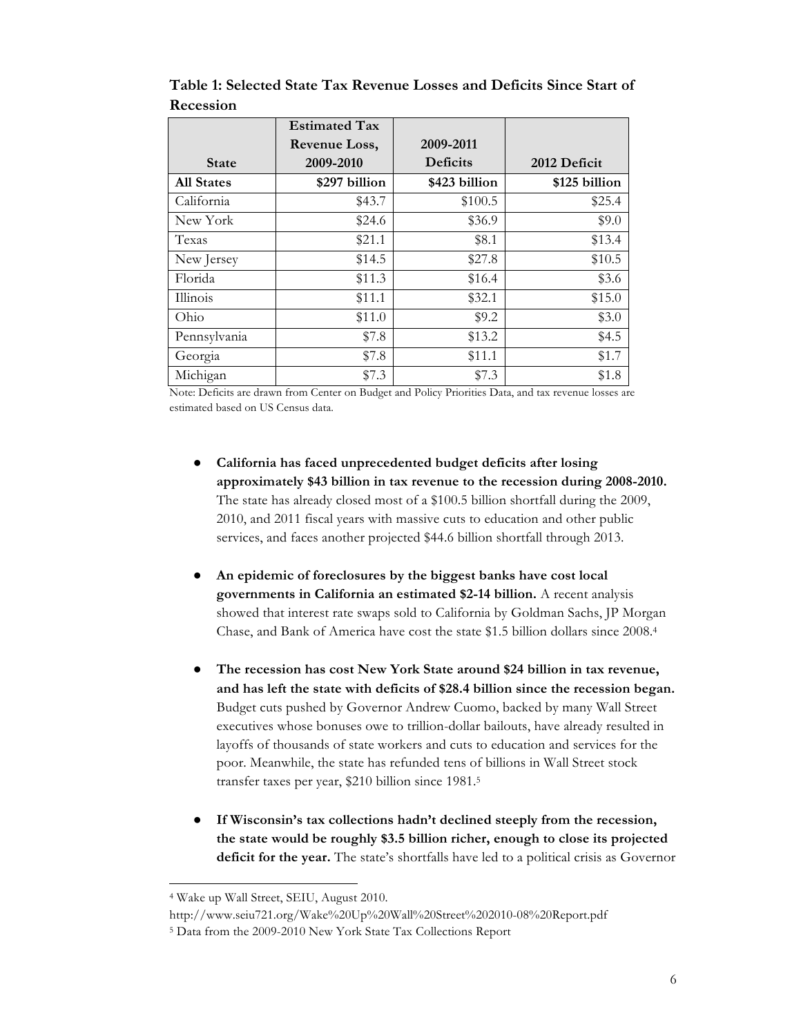**Table 1: Selected State Tax Revenue Losses and Deficits Since Start of Recession**

| State | Estimated Tax Revenue Loss, 2009-2010 | 2009-2011 Deficits | 2012 Deficit |
|---|---|---|---|
| **All States** | **$297 billion** | **$423 billion** | **$125 billion** |
| California | $43.7 | $100.5 | $25.4 |
| New York | $24.6 | $36.9 | $9.0 |
| Texas | $21.1 | $8.1 | $13.4 |
| New Jersey | $14.5 | $27.8 | $10.5 |
| Florida | $11.3 | $16.4 | $3.6 |
| Illinois | $11.1 | $32.1 | $15.0 |
| Ohio | $11.0 | $9.2 | $3.0 |
| Pennsylvania | $7.8 | $13.2 | $4.5 |
| Georgia | $7.8 | $11.1 | $1.7 |
| Michigan | $7.3 | $7.3 | $1.8 |

Note: Deficits are drawn from Center on Budget and Policy Priorities Data, and tax revenue losses are estimated based on US Census data.

- **California has faced unprecedented budget deficits after losing approximately $43 billion in tax revenue to the recession during 2008-2010.** The state has already closed most of a $100.5 billion shortfall during the 2009, 2010, and 2011 fiscal years with massive cuts to education and other public services, and faces another projected $44.6 billion shortfall through 2013.

- **An epidemic of foreclosures by the biggest banks have cost local governments in California an estimated $2-14 billion.** A recent analysis showed that interest rate swaps sold to California by Goldman Sachs, JP Morgan Chase, and Bank of America have cost the state $1.5 billion dollars since 2008.[4]

- **The recession has cost New York State around $24 billion in tax revenue, and has left the state with deficits of $28.4 billion since the recession began.** Budget cuts pushed by Governor Andrew Cuomo, backed by many Wall Street executives whose bonuses owe to trillion-dollar bailouts, have already resulted in layoffs of thousands of state workers and cuts to education and services for the poor. Meanwhile, the state has refunded tens of billions in Wall Street stock transfer taxes per year, $210 billion since 1981.[5]

- **If Wisconsin's tax collections hadn't declined steeply from the recession, the state would be roughly $3.5 billion richer, enough to close its projected deficit for the year.** The state's shortfalls have led to a political crisis as Governor

[4] Wake up Wall Street, SEIU, August 2010. http://www.seiu721.org/Wake%20Up%20Wall%20Street%202010-08%20Report.pdf

[5] Data from the 2009-2010 New York State Tax Collections Report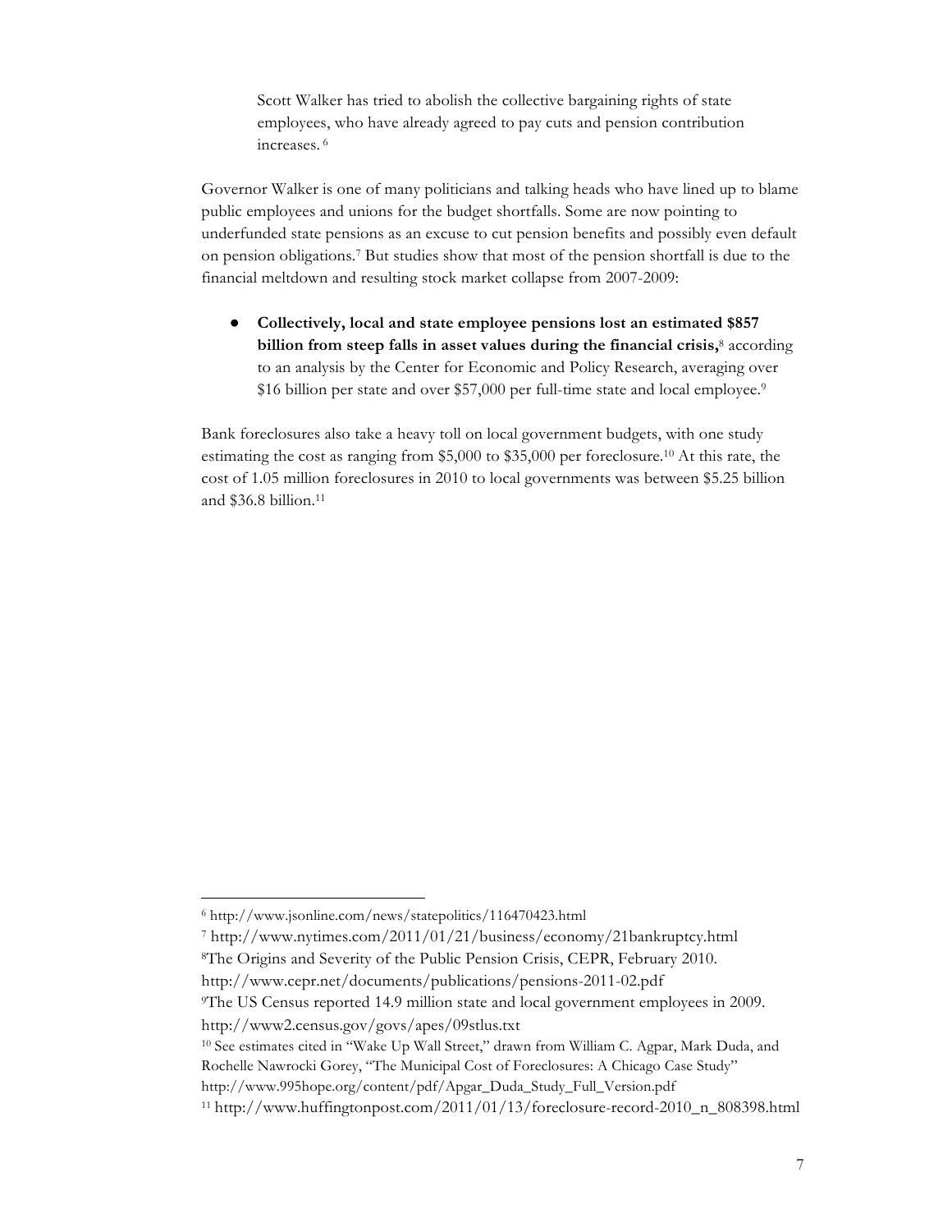> Scott Walker has tried to abolish the collective bargaining rights of state employees, who have already agreed to pay cuts and pension contribution increases. [6]

Governor Walker is one of many politicians and talking heads who have lined up to blame public employees and unions for the budget shortfalls. Some are now pointing to underfunded state pensions as an excuse to cut pension benefits and possibly even default on pension obligations.[7] But studies show that most of the pension shortfall is due to the financial meltdown and resulting stock market collapse from 2007-2009:

- **Collectively, local and state employee pensions lost an estimated $857 billion from steep falls in asset values during the financial crisis,**[8] according to an analysis by the Center for Economic and Policy Research, averaging over $16 billion per state and over $57,000 per full-time state and local employee.[9]

Bank foreclosures also take a heavy toll on local government budgets, with one study estimating the cost as ranging from $5,000 to $35,000 per foreclosure.[10] At this rate, the cost of 1.05 million foreclosures in 2010 to local governments was between $5.25 billion and $36.8 billion.[11]

---

[6] http://www.jsonline.com/news/statepolitics/116470423.html

[7] http://www.nytimes.com/2011/01/21/business/economy/21bankruptcy.html

[8] The Origins and Severity of the Public Pension Crisis, CEPR, February 2010. http://www.cepr.net/documents/publications/pensions-2011-02.pdf

[9] The US Census reported 14.9 million state and local government employees in 2009. http://www2.census.gov/govs/apes/09stlus.txt

[10] See estimates cited in "Wake Up Wall Street," drawn from William C. Agpar, Mark Duda, and Rochelle Nawrocki Gorey, "The Municipal Cost of Foreclosures: A Chicago Case Study" http://www.995hope.org/content/pdf/Apgar_Duda_Study_Full_Version.pdf

[11] http://www.huffingtonpost.com/2011/01/13/foreclosure-record-2010_n_808398.html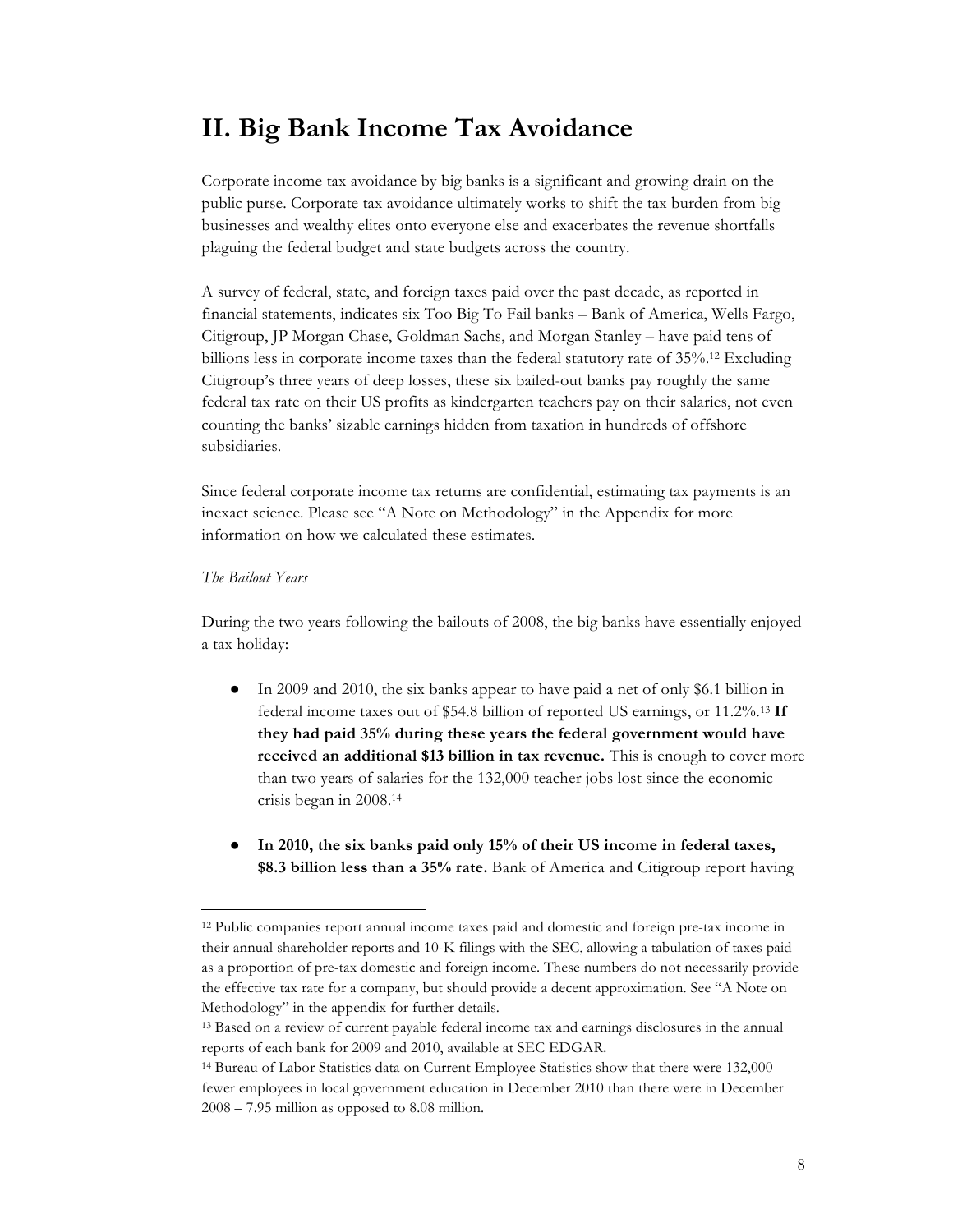## II. Big Bank Income Tax Avoidance

Corporate income tax avoidance by big banks is a significant and growing drain on the public purse. Corporate tax avoidance ultimately works to shift the tax burden from big businesses and wealthy elites onto everyone else and exacerbates the revenue shortfalls plaguing the federal budget and state budgets across the country.

A survey of federal, state, and foreign taxes paid over the past decade, as reported in financial statements, indicates six Too Big To Fail banks – Bank of America, Wells Fargo, Citigroup, JP Morgan Chase, Goldman Sachs, and Morgan Stanley – have paid tens of billions less in corporate income taxes than the federal statutory rate of 35%.[12] Excluding Citigroup's three years of deep losses, these six bailed-out banks pay roughly the same federal tax rate on their US profits as kindergarten teachers pay on their salaries, not even counting the banks' sizable earnings hidden from taxation in hundreds of offshore subsidiaries.

Since federal corporate income tax returns are confidential, estimating tax payments is an inexact science. Please see "A Note on Methodology" in the Appendix for more information on how we calculated these estimates.

*The Bailout Years*

During the two years following the bailouts of 2008, the big banks have essentially enjoyed a tax holiday:

- In 2009 and 2010, the six banks appear to have paid a net of only $6.1 billion in federal income taxes out of $54.8 billion of reported US earnings, or 11.2%.[13] **If they had paid 35% during these years the federal government would have received an additional $13 billion in tax revenue.** This is enough to cover more than two years of salaries for the 132,000 teacher jobs lost since the economic crisis began in 2008.[14]

- **In 2010, the six banks paid only 15% of their US income in federal taxes, $8.3 billion less than a 35% rate.** Bank of America and Citigroup report having

---

[12] Public companies report annual income taxes paid and domestic and foreign pre-tax income in their annual shareholder reports and 10-K filings with the SEC, allowing a tabulation of taxes paid as a proportion of pre-tax domestic and foreign income. These numbers do not necessarily provide the effective tax rate for a company, but should provide a decent approximation. See "A Note on Methodology" in the appendix for further details.

[13] Based on a review of current payable federal income tax and earnings disclosures in the annual reports of each bank for 2009 and 2010, available at SEC EDGAR.

[14] Bureau of Labor Statistics data on Current Employee Statistics show that there were 132,000 fewer employees in local government education in December 2010 than there were in December 2008 – 7.95 million as opposed to 8.08 million.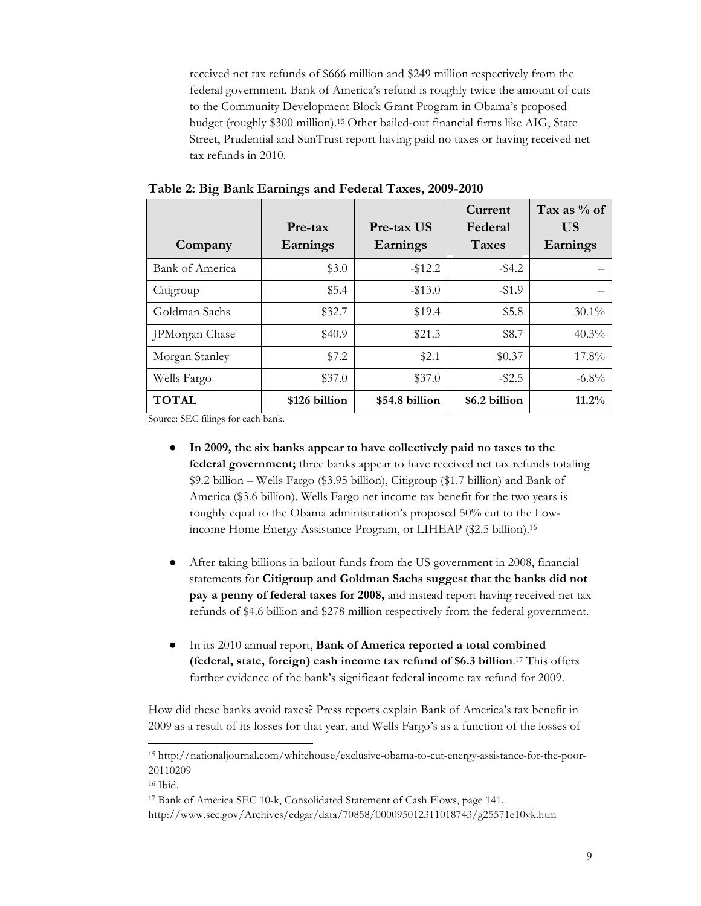received net tax refunds of $666 million and $249 million respectively from the federal government. Bank of America's refund is roughly twice the amount of cuts to the Community Development Block Grant Program in Obama's proposed budget (roughly $300 million).[15] Other bailed-out financial firms like AIG, State Street, Prudential and SunTrust report having paid no taxes or having received net tax refunds in 2010.

**Table 2: Big Bank Earnings and Federal Taxes, 2009-2010**

| Company | Pre-tax Earnings | Pre-tax US Earnings | Current Federal Taxes | Tax as % of US Earnings |
|---|---|---|---|---|
| Bank of America | $3.0 | -$12.2 | -$4.2 | -- |
| Citigroup | $5.4 | -$13.0 | -$1.9 | -- |
| Goldman Sachs | $32.7 | $19.4 | $5.8 | 30.1% |
| JPMorgan Chase | $40.9 | $21.5 | $8.7 | 40.3% |
| Morgan Stanley | $7.2 | $2.1 | $0.37 | 17.8% |
| Wells Fargo | $37.0 | $37.0 | -$2.5 | -6.8% |
| **TOTAL** | **$126 billion** | **$54.8 billion** | **$6.2 billion** | **11.2%** |

Source: SEC filings for each bank.

- **In 2009, the six banks appear to have collectively paid no taxes to the federal government;** three banks appear to have received net tax refunds totaling $9.2 billion – Wells Fargo ($3.95 billion), Citigroup ($1.7 billion) and Bank of America ($3.6 billion). Wells Fargo net income tax benefit for the two years is roughly equal to the Obama administration's proposed 50% cut to the Low-income Home Energy Assistance Program, or LIHEAP ($2.5 billion).[16]

- After taking billions in bailout funds from the US government in 2008, financial statements for **Citigroup and Goldman Sachs suggest that the banks did not pay a penny of federal taxes for 2008,** and instead report having received net tax refunds of $4.6 billion and $278 million respectively from the federal government.

- In its 2010 annual report, **Bank of America reported a total combined (federal, state, foreign) cash income tax refund of $6.3 billion**.[17] This offers further evidence of the bank's significant federal income tax refund for 2009.

How did these banks avoid taxes? Press reports explain Bank of America's tax benefit in 2009 as a result of its losses for that year, and Wells Fargo's as a function of the losses of

[15] http://nationaljournal.com/whitehouse/exclusive-obama-to-cut-energy-assistance-for-the-poor-20110209

[16] Ibid.

[17] Bank of America SEC 10-k, Consolidated Statement of Cash Flows, page 141. http://www.sec.gov/Archives/edgar/data/70858/000095012311018743/g25571e10vk.htm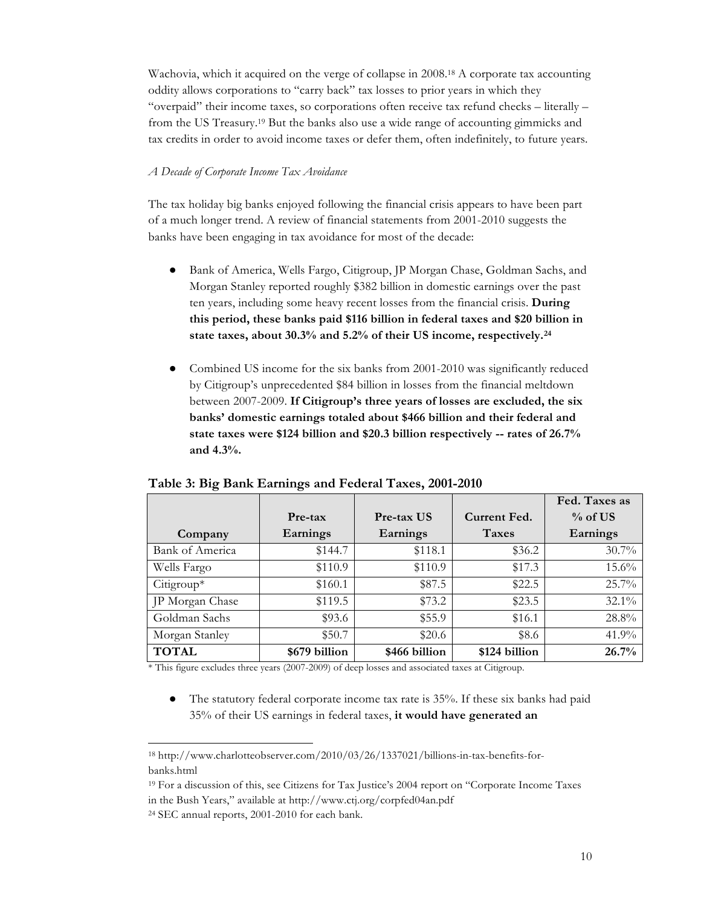Wachovia, which it acquired on the verge of collapse in 2008.[18] A corporate tax accounting oddity allows corporations to "carry back" tax losses to prior years in which they "overpaid" their income taxes, so corporations often receive tax refund checks – literally – from the US Treasury.[19] But the banks also use a wide range of accounting gimmicks and tax credits in order to avoid income taxes or defer them, often indefinitely, to future years.

*A Decade of Corporate Income Tax Avoidance*

The tax holiday big banks enjoyed following the financial crisis appears to have been part of a much longer trend. A review of financial statements from 2001-2010 suggests the banks have been engaging in tax avoidance for most of the decade:

- Bank of America, Wells Fargo, Citigroup, JP Morgan Chase, Goldman Sachs, and Morgan Stanley reported roughly $382 billion in domestic earnings over the past ten years, including some heavy recent losses from the financial crisis. **During this period, these banks paid $116 billion in federal taxes and $20 billion in state taxes, about 30.3% and 5.2% of their US income, respectively.[24]**

- Combined US income for the six banks from 2001-2010 was significantly reduced by Citigroup's unprecedented $84 billion in losses from the financial meltdown between 2007-2009. **If Citigroup's three years of losses are excluded, the six banks' domestic earnings totaled about $466 billion and their federal and state taxes were $124 billion and $20.3 billion respectively -- rates of 26.7% and 4.3%.**

**Table 3: Big Bank Earnings and Federal Taxes, 2001-2010**

| Company | Pre-tax Earnings | Pre-tax US Earnings | Current Fed. Taxes | Fed. Taxes as % of US Earnings |
|---|---|---|---|---|
| Bank of America | $144.7 | $118.1 | $36.2 | 30.7% |
| Wells Fargo | $110.9 | $110.9 | $17.3 | 15.6% |
| Citigroup* | $160.1 | $87.5 | $22.5 | 25.7% |
| JP Morgan Chase | $119.5 | $73.2 | $23.5 | 32.1% |
| Goldman Sachs | $93.6 | $55.9 | $16.1 | 28.8% |
| Morgan Stanley | $50.7 | $20.6 | $8.6 | 41.9% |
| **TOTAL** | **$679 billion** | **$466 billion** | **$124 billion** | **26.7%** |

* This figure excludes three years (2007-2009) of deep losses and associated taxes at Citigroup.

- The statutory federal corporate income tax rate is 35%. If these six banks had paid 35% of their US earnings in federal taxes, **it would have generated an**

[18] http://www.charlotteobserver.com/2010/03/26/1337021/billions-in-tax-benefits-for-banks.html

[19] For a discussion of this, see Citizens for Tax Justice's 2004 report on "Corporate Income Taxes in the Bush Years," available at http://www.ctj.org/corpfed04an.pdf

[24] SEC annual reports, 2001-2010 for each bank.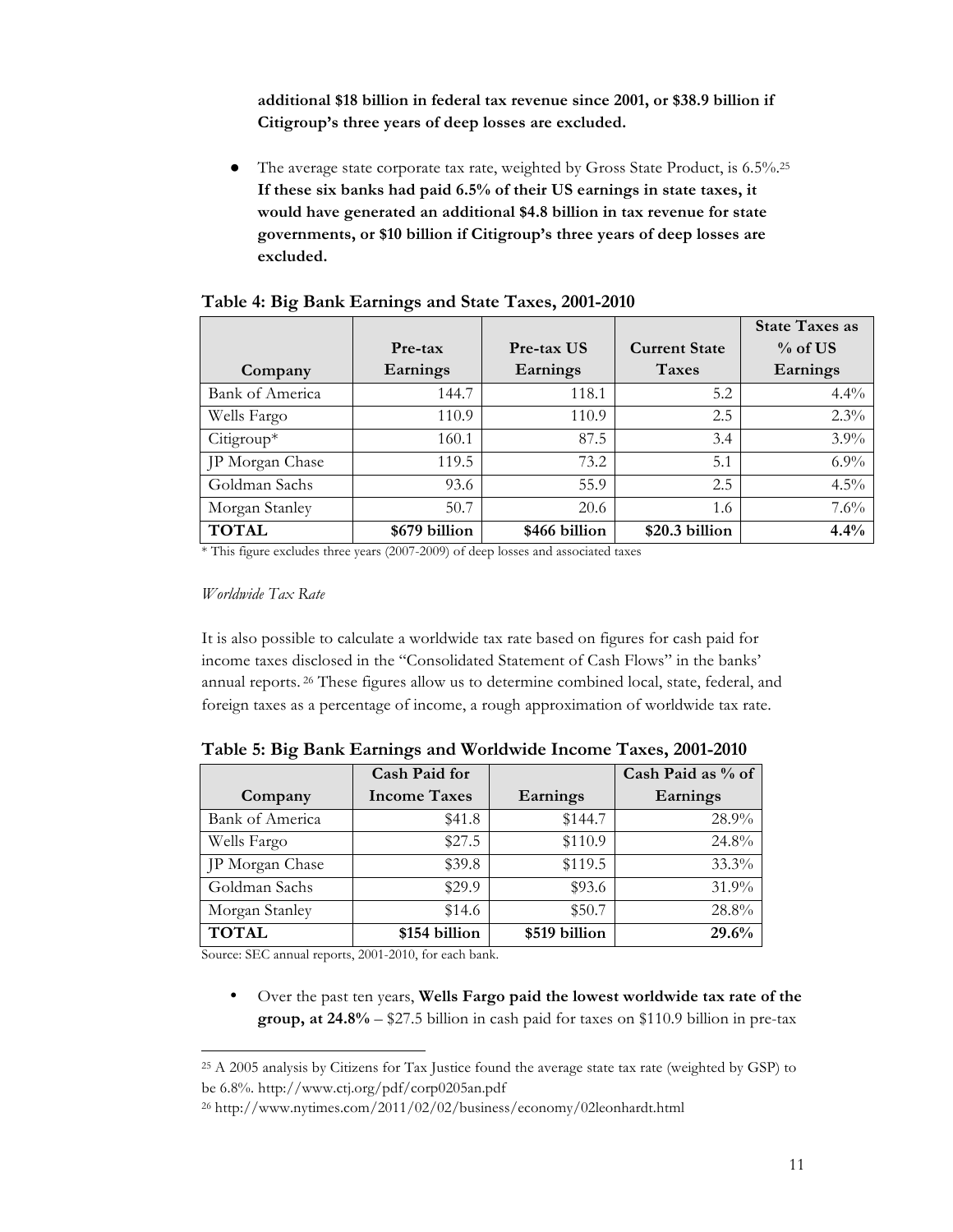**additional $18 billion in federal tax revenue since 2001, or $38.9 billion if Citigroup's three years of deep losses are excluded.**

- The average state corporate tax rate, weighted by Gross State Product, is 6.5%.[25] **If these six banks had paid 6.5% of their US earnings in state taxes, it would have generated an additional $4.8 billion in tax revenue for state governments, or $10 billion if Citigroup's three years of deep losses are excluded.**

**Table 4: Big Bank Earnings and State Taxes, 2001-2010**

| Company | Pre-tax Earnings | Pre-tax US Earnings | Current State Taxes | State Taxes as % of US Earnings |
|---|---|---|---|---|
| Bank of America | 144.7 | 118.1 | 5.2 | 4.4% |
| Wells Fargo | 110.9 | 110.9 | 2.5 | 2.3% |
| Citigroup* | 160.1 | 87.5 | 3.4 | 3.9% |
| JP Morgan Chase | 119.5 | 73.2 | 5.1 | 6.9% |
| Goldman Sachs | 93.6 | 55.9 | 2.5 | 4.5% |
| Morgan Stanley | 50.7 | 20.6 | 1.6 | 7.6% |
| **TOTAL** | **$679 billion** | **$466 billion** | **$20.3 billion** | **4.4%** |

\* This figure excludes three years (2007-2009) of deep losses and associated taxes

*Worldwide Tax Rate*

It is also possible to calculate a worldwide tax rate based on figures for cash paid for income taxes disclosed in the "Consolidated Statement of Cash Flows" in the banks' annual reports.[26] These figures allow us to determine combined local, state, federal, and foreign taxes as a percentage of income, a rough approximation of worldwide tax rate.

**Table 5: Big Bank Earnings and Worldwide Income Taxes, 2001-2010**

| Company | Cash Paid for Income Taxes | Earnings | Cash Paid as % of Earnings |
|---|---|---|---|
| Bank of America | $41.8 | $144.7 | 28.9% |
| Wells Fargo | $27.5 | $110.9 | 24.8% |
| JP Morgan Chase | $39.8 | $119.5 | 33.3% |
| Goldman Sachs | $29.9 | $93.6 | 31.9% |
| Morgan Stanley | $14.6 | $50.7 | 28.8% |
| **TOTAL** | **$154 billion** | **$519 billion** | **29.6%** |

Source: SEC annual reports, 2001-2010, for each bank.

- Over the past ten years, **Wells Fargo paid the lowest worldwide tax rate of the group, at 24.8%** – $27.5 billion in cash paid for taxes on $110.9 billion in pre-tax

---

[25] A 2005 analysis by Citizens for Tax Justice found the average state tax rate (weighted by GSP) to be 6.8%. http://www.ctj.org/pdf/corp0205an.pdf

[26] http://www.nytimes.com/2011/02/02/business/economy/02leonhardt.html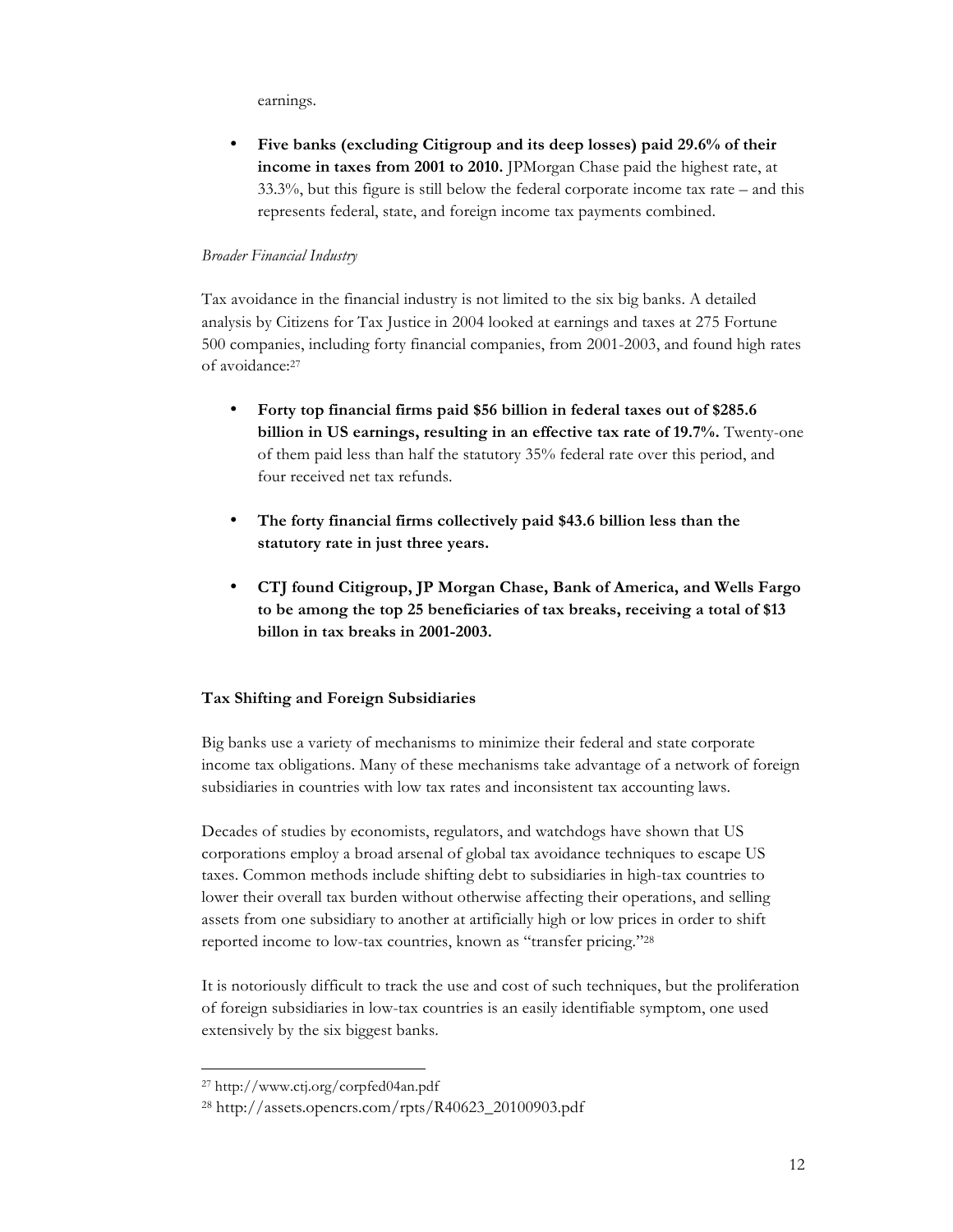earnings.

- **Five banks (excluding Citigroup and its deep losses) paid 29.6% of their income in taxes from 2001 to 2010.** JPMorgan Chase paid the highest rate, at 33.3%, but this figure is still below the federal corporate income tax rate – and this represents federal, state, and foreign income tax payments combined.

*Broader Financial Industry*

Tax avoidance in the financial industry is not limited to the six big banks. A detailed analysis by Citizens for Tax Justice in 2004 looked at earnings and taxes at 275 Fortune 500 companies, including forty financial companies, from 2001-2003, and found high rates of avoidance:[27]

- **Forty top financial firms paid $56 billion in federal taxes out of $285.6 billion in US earnings, resulting in an effective tax rate of 19.7%.** Twenty-one of them paid less than half the statutory 35% federal rate over this period, and four received net tax refunds.

- **The forty financial firms collectively paid $43.6 billion less than the statutory rate in just three years.**

- **CTJ found Citigroup, JP Morgan Chase, Bank of America, and Wells Fargo to be among the top 25 beneficiaries of tax breaks, receiving a total of $13 billon in tax breaks in 2001-2003.**

### Tax Shifting and Foreign Subsidiaries

Big banks use a variety of mechanisms to minimize their federal and state corporate income tax obligations. Many of these mechanisms take advantage of a network of foreign subsidiaries in countries with low tax rates and inconsistent tax accounting laws.

Decades of studies by economists, regulators, and watchdogs have shown that US corporations employ a broad arsenal of global tax avoidance techniques to escape US taxes. Common methods include shifting debt to subsidiaries in high-tax countries to lower their overall tax burden without otherwise affecting their operations, and selling assets from one subsidiary to another at artificially high or low prices in order to shift reported income to low-tax countries, known as "transfer pricing."[28]

It is notoriously difficult to track the use and cost of such techniques, but the proliferation of foreign subsidiaries in low-tax countries is an easily identifiable symptom, one used extensively by the six biggest banks.

---

[27] http://www.ctj.org/corpfed04an.pdf

[28] http://assets.opencrs.com/rpts/R40623_20100903.pdf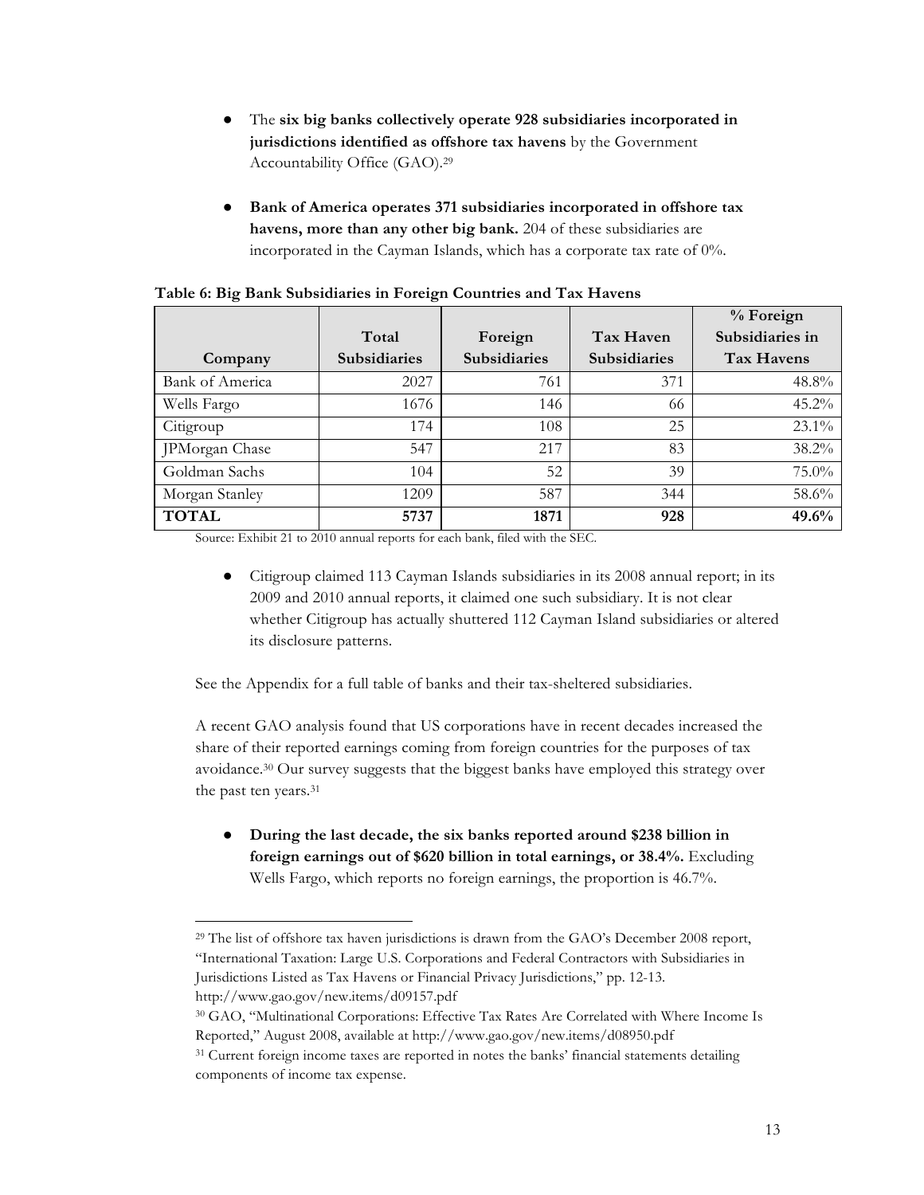- The **six big banks collectively operate 928 subsidiaries incorporated in jurisdictions identified as offshore tax havens** by the Government Accountability Office (GAO).[29]

- **Bank of America operates 371 subsidiaries incorporated in offshore tax havens, more than any other big bank.** 204 of these subsidiaries are incorporated in the Cayman Islands, which has a corporate tax rate of 0%.

**Table 6: Big Bank Subsidiaries in Foreign Countries and Tax Havens**

| Company | Total Subsidiaries | Foreign Subsidiaries | Tax Haven Subsidiaries | % Foreign Subsidiaries in Tax Havens |
|---|---|---|---|---|
| Bank of America | 2027 | 761 | 371 | 48.8% |
| Wells Fargo | 1676 | 146 | 66 | 45.2% |
| Citigroup | 174 | 108 | 25 | 23.1% |
| JPMorgan Chase | 547 | 217 | 83 | 38.2% |
| Goldman Sachs | 104 | 52 | 39 | 75.0% |
| Morgan Stanley | 1209 | 587 | 344 | 58.6% |
| **TOTAL** | **5737** | **1871** | **928** | **49.6%** |

Source: Exhibit 21 to 2010 annual reports for each bank, filed with the SEC.

- Citigroup claimed 113 Cayman Islands subsidiaries in its 2008 annual report; in its 2009 and 2010 annual reports, it claimed one such subsidiary. It is not clear whether Citigroup has actually shuttered 112 Cayman Island subsidiaries or altered its disclosure patterns.

See the Appendix for a full table of banks and their tax-sheltered subsidiaries.

A recent GAO analysis found that US corporations have in recent decades increased the share of their reported earnings coming from foreign countries for the purposes of tax avoidance.[30] Our survey suggests that the biggest banks have employed this strategy over the past ten years.[31]

- **During the last decade, the six banks reported around $238 billion in foreign earnings out of $620 billion in total earnings, or 38.4%.** Excluding Wells Fargo, which reports no foreign earnings, the proportion is 46.7%.

---

[29] The list of offshore tax haven jurisdictions is drawn from the GAO's December 2008 report, "International Taxation: Large U.S. Corporations and Federal Contractors with Subsidiaries in Jurisdictions Listed as Tax Havens or Financial Privacy Jurisdictions," pp. 12-13. http://www.gao.gov/new.items/d09157.pdf

[30] GAO, "Multinational Corporations: Effective Tax Rates Are Correlated with Where Income Is Reported," August 2008, available at http://www.gao.gov/new.items/d08950.pdf

[31] Current foreign income taxes are reported in notes the banks' financial statements detailing components of income tax expense.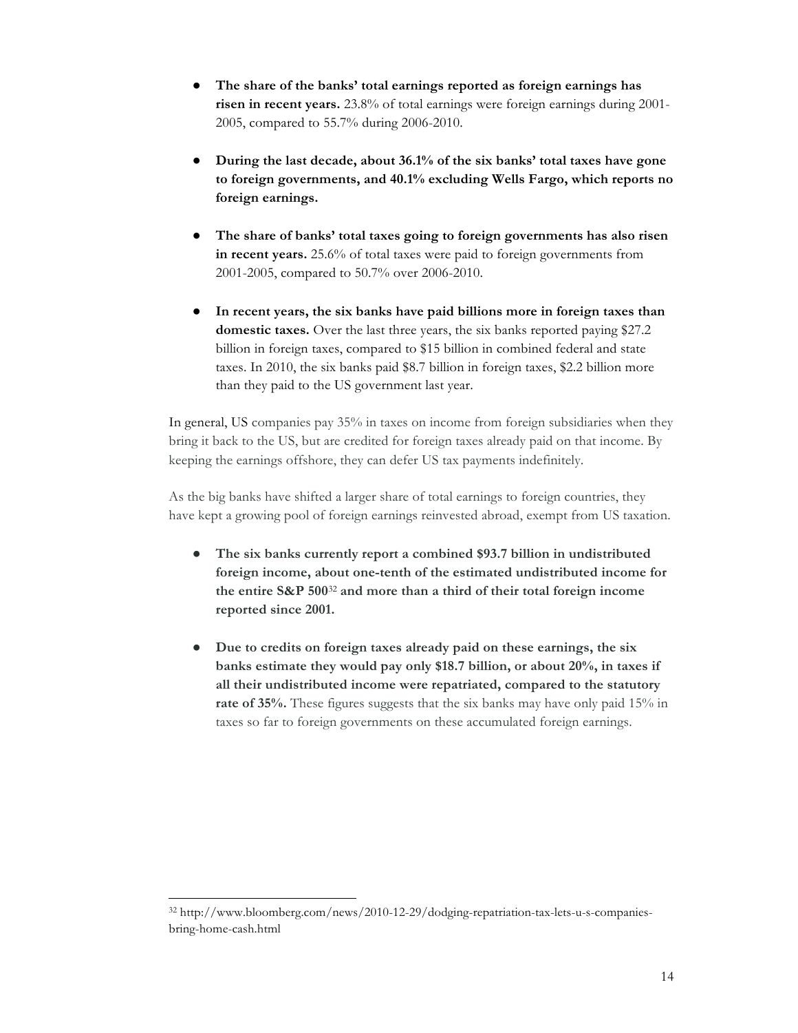- **The share of the banks' total earnings reported as foreign earnings has risen in recent years.** 23.8% of total earnings were foreign earnings during 2001-2005, compared to 55.7% during 2006-2010.

- **During the last decade, about 36.1% of the six banks' total taxes have gone to foreign governments, and 40.1% excluding Wells Fargo, which reports no foreign earnings.**

- **The share of banks' total taxes going to foreign governments has also risen in recent years.** 25.6% of total taxes were paid to foreign governments from 2001-2005, compared to 50.7% over 2006-2010.

- **In recent years, the six banks have paid billions more in foreign taxes than domestic taxes.** Over the last three years, the six banks reported paying $27.2 billion in foreign taxes, compared to $15 billion in combined federal and state taxes. In 2010, the six banks paid $8.7 billion in foreign taxes, $2.2 billion more than they paid to the US government last year.

In general, US companies pay 35% in taxes on income from foreign subsidiaries when they bring it back to the US, but are credited for foreign taxes already paid on that income. By keeping the earnings offshore, they can defer US tax payments indefinitely.

As the big banks have shifted a larger share of total earnings to foreign countries, they have kept a growing pool of foreign earnings reinvested abroad, exempt from US taxation.

- **The six banks currently report a combined $93.7 billion in undistributed foreign income, about one-tenth of the estimated undistributed income for the entire S&P 500[32] and more than a third of their total foreign income reported since 2001.**

- **Due to credits on foreign taxes already paid on these earnings, the six banks estimate they would pay only $18.7 billion, or about 20%, in taxes if all their undistributed income were repatriated, compared to the statutory rate of 35%.** These figures suggests that the six banks may have only paid 15% in taxes so far to foreign governments on these accumulated foreign earnings.

[32] http://www.bloomberg.com/news/2010-12-29/dodging-repatriation-tax-lets-u-s-companies-bring-home-cash.html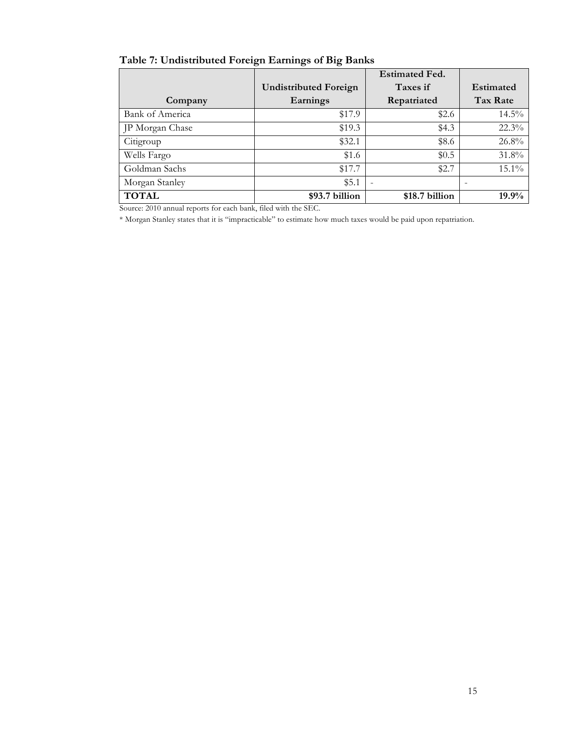**Table 7: Undistributed Foreign Earnings of Big Banks**

| Company | Undistributed Foreign Earnings | Estimated Fed. Taxes if Repatriated | Estimated Tax Rate |
|---|---|---|---|
| Bank of America | $17.9 | $2.6 | 14.5% |
| JP Morgan Chase | $19.3 | $4.3 | 22.3% |
| Citigroup | $32.1 | $8.6 | 26.8% |
| Wells Fargo | $1.6 | $0.5 | 31.8% |
| Goldman Sachs | $17.7 | $2.7 | 15.1% |
| Morgan Stanley | $5.1 | - | - |
| **TOTAL** | **$93.7 billion** | **$18.7 billion** | **19.9%** |

Source: 2010 annual reports for each bank, filed with the SEC.

* Morgan Stanley states that it is "impracticable" to estimate how much taxes would be paid upon repatriation.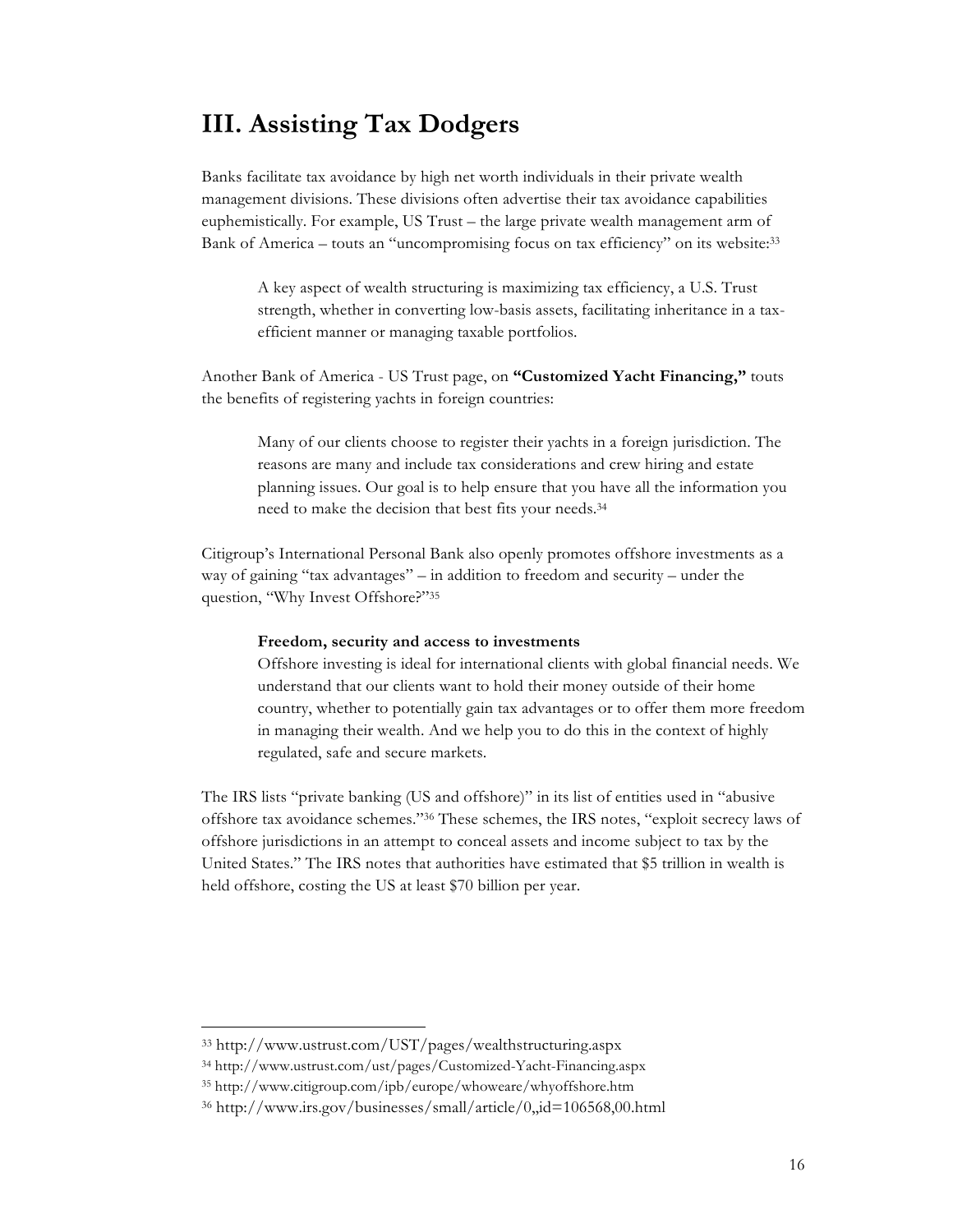## III. Assisting Tax Dodgers

Banks facilitate tax avoidance by high net worth individuals in their private wealth management divisions. These divisions often advertise their tax avoidance capabilities euphemistically. For example, US Trust – the large private wealth management arm of Bank of America – touts an "uncompromising focus on tax efficiency" on its website:[33]

> A key aspect of wealth structuring is maximizing tax efficiency, a U.S. Trust strength, whether in converting low-basis assets, facilitating inheritance in a tax-efficient manner or managing taxable portfolios.

Another Bank of America - US Trust page, on **"Customized Yacht Financing,"** touts the benefits of registering yachts in foreign countries:

> Many of our clients choose to register their yachts in a foreign jurisdiction. The reasons are many and include tax considerations and crew hiring and estate planning issues. Our goal is to help ensure that you have all the information you need to make the decision that best fits your needs.[34]

Citigroup's International Personal Bank also openly promotes offshore investments as a way of gaining "tax advantages" – in addition to freedom and security – under the question, "Why Invest Offshore?"[35]

> **Freedom, security and access to investments**
> Offshore investing is ideal for international clients with global financial needs. We understand that our clients want to hold their money outside of their home country, whether to potentially gain tax advantages or to offer them more freedom in managing their wealth. And we help you to do this in the context of highly regulated, safe and secure markets.

The IRS lists "private banking (US and offshore)" in its list of entities used in "abusive offshore tax avoidance schemes."[36] These schemes, the IRS notes, "exploit secrecy laws of offshore jurisdictions in an attempt to conceal assets and income subject to tax by the United States." The IRS notes that authorities have estimated that $5 trillion in wealth is held offshore, costing the US at least $70 billion per year.

---

[33] http://www.ustrust.com/UST/pages/wealthstructuring.aspx

[34] http://www.ustrust.com/ust/pages/Customized-Yacht-Financing.aspx

[35] http://www.citigroup.com/ipb/europe/whoweare/whyoffshore.htm

[36] http://www.irs.gov/businesses/small/article/0,,id=106568,00.html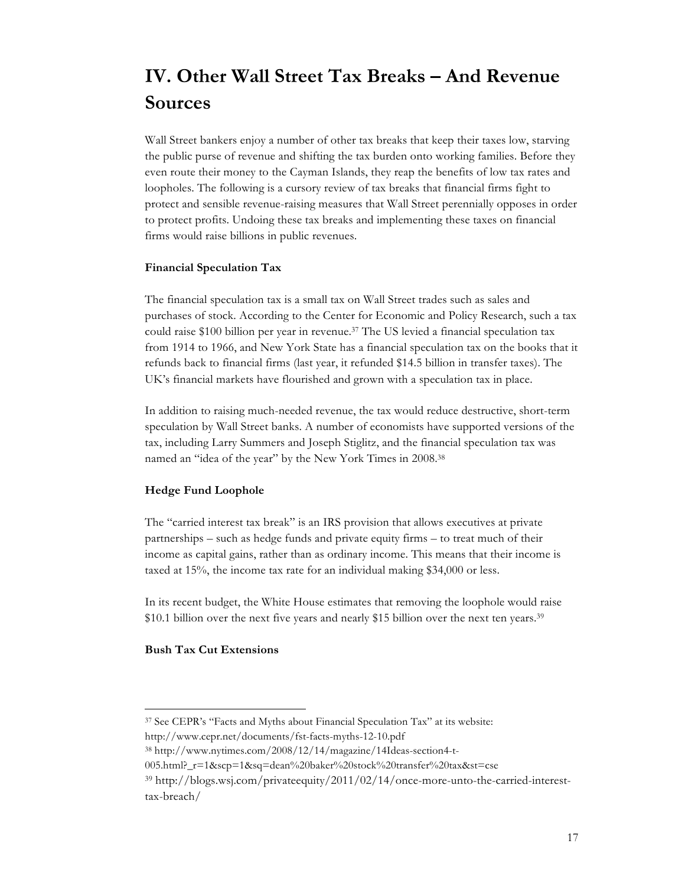# IV. Other Wall Street Tax Breaks – And Revenue Sources

Wall Street bankers enjoy a number of other tax breaks that keep their taxes low, starving the public purse of revenue and shifting the tax burden onto working families. Before they even route their money to the Cayman Islands, they reap the benefits of low tax rates and loopholes. The following is a cursory review of tax breaks that financial firms fight to protect and sensible revenue-raising measures that Wall Street perennially opposes in order to protect profits. Undoing these tax breaks and implementing these taxes on financial firms would raise billions in public revenues.

**Financial Speculation Tax**

The financial speculation tax is a small tax on Wall Street trades such as sales and purchases of stock. According to the Center for Economic and Policy Research, such a tax could raise $100 billion per year in revenue.[37] The US levied a financial speculation tax from 1914 to 1966, and New York State has a financial speculation tax on the books that it refunds back to financial firms (last year, it refunded $14.5 billion in transfer taxes). The UK's financial markets have flourished and grown with a speculation tax in place.

In addition to raising much-needed revenue, the tax would reduce destructive, short-term speculation by Wall Street banks. A number of economists have supported versions of the tax, including Larry Summers and Joseph Stiglitz, and the financial speculation tax was named an "idea of the year" by the New York Times in 2008.[38]

**Hedge Fund Loophole**

The "carried interest tax break" is an IRS provision that allows executives at private partnerships – such as hedge funds and private equity firms – to treat much of their income as capital gains, rather than as ordinary income. This means that their income is taxed at 15%, the income tax rate for an individual making $34,000 or less.

In its recent budget, the White House estimates that removing the loophole would raise $10.1 billion over the next five years and nearly $15 billion over the next ten years.[39]

**Bush Tax Cut Extensions**

---

[37] See CEPR's "Facts and Myths about Financial Speculation Tax" at its website: http://www.cepr.net/documents/fst-facts-myths-12-10.pdf

[38] http://www.nytimes.com/2008/12/14/magazine/14Ideas-section4-t-005.html?_r=1&scp=1&sq=dean%20baker%20stock%20transfer%20tax&st=cse

[39] http://blogs.wsj.com/privateequity/2011/02/14/once-more-unto-the-carried-interest-tax-breach/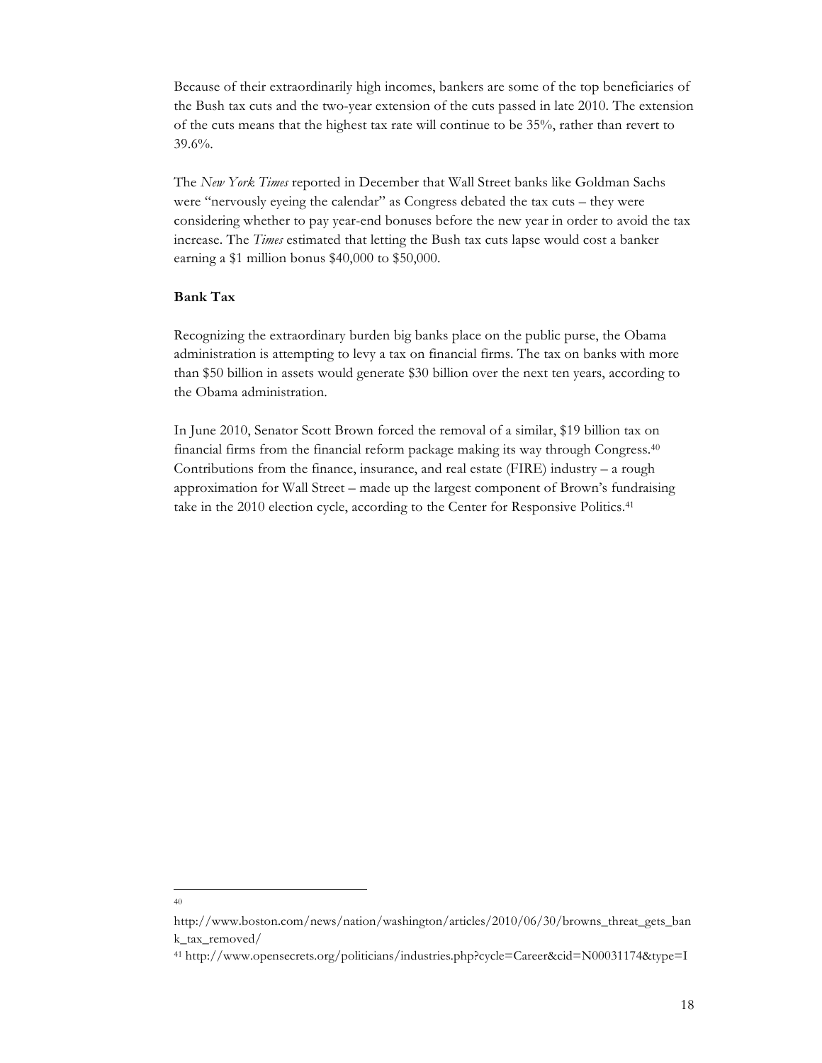Because of their extraordinarily high incomes, bankers are some of the top beneficiaries of the Bush tax cuts and the two-year extension of the cuts passed in late 2010. The extension of the cuts means that the highest tax rate will continue to be 35%, rather than revert to 39.6%.

The *New York Times* reported in December that Wall Street banks like Goldman Sachs were "nervously eyeing the calendar" as Congress debated the tax cuts – they were considering whether to pay year-end bonuses before the new year in order to avoid the tax increase. The *Times* estimated that letting the Bush tax cuts lapse would cost a banker earning a $1 million bonus $40,000 to $50,000.

**Bank Tax**

Recognizing the extraordinary burden big banks place on the public purse, the Obama administration is attempting to levy a tax on financial firms. The tax on banks with more than $50 billion in assets would generate $30 billion over the next ten years, according to the Obama administration.

In June 2010, Senator Scott Brown forced the removal of a similar, $19 billion tax on financial firms from the financial reform package making its way through Congress.[40] Contributions from the finance, insurance, and real estate (FIRE) industry – a rough approximation for Wall Street – made up the largest component of Brown's fundraising take in the 2010 election cycle, according to the Center for Responsive Politics.[41]

---

[40] http://www.boston.com/news/nation/washington/articles/2010/06/30/browns_threat_gets_bank_tax_removed/

[41] http://www.opensecrets.org/politicians/industries.php?cycle=Career&cid=N00031174&type=I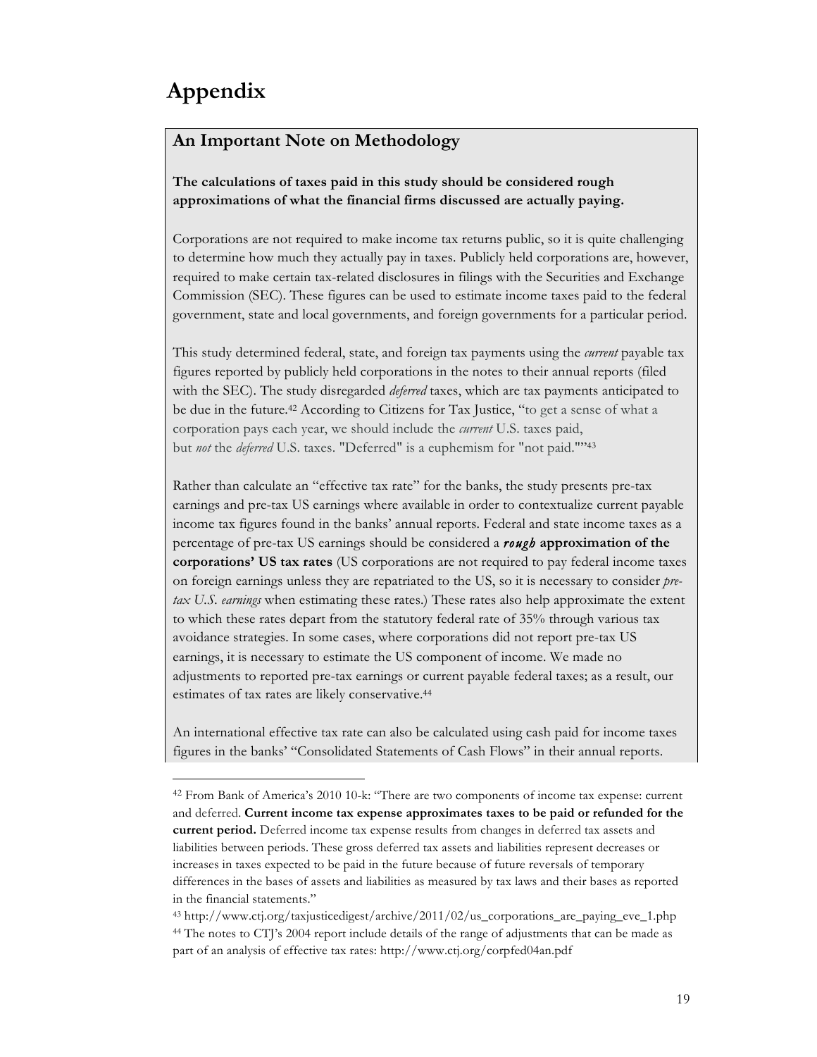# Appendix

## An Important Note on Methodology

**The calculations of taxes paid in this study should be considered rough approximations of what the financial firms discussed are actually paying.**

Corporations are not required to make income tax returns public, so it is quite challenging to determine how much they actually pay in taxes. Publicly held corporations are, however, required to make certain tax-related disclosures in filings with the Securities and Exchange Commission (SEC). These figures can be used to estimate income taxes paid to the federal government, state and local governments, and foreign governments for a particular period.

This study determined federal, state, and foreign tax payments using the *current* payable tax figures reported by publicly held corporations in the notes to their annual reports (filed with the SEC). The study disregarded *deferred* taxes, which are tax payments anticipated to be due in the future.[42] According to Citizens for Tax Justice, "to get a sense of what a corporation pays each year, we should include the *current* U.S. taxes paid, but *not* the *deferred* U.S. taxes. "Deferred" is a euphemism for "not paid.""[43]

Rather than calculate an "effective tax rate" for the banks, the study presents pre-tax earnings and pre-tax US earnings where available in order to contextualize current payable income tax figures found in the banks' annual reports. Federal and state income taxes as a percentage of pre-tax US earnings should be considered a ***rough* approximation of the corporations' US tax rates** (US corporations are not required to pay federal income taxes on foreign earnings unless they are repatriated to the US, so it is necessary to consider *pre-tax U.S. earnings* when estimating these rates.) These rates also help approximate the extent to which these rates depart from the statutory federal rate of 35% through various tax avoidance strategies. In some cases, where corporations did not report pre-tax US earnings, it is necessary to estimate the US component of income. We made no adjustments to reported pre-tax earnings or current payable federal taxes; as a result, our estimates of tax rates are likely conservative.[44]

An international effective tax rate can also be calculated using cash paid for income taxes figures in the banks' "Consolidated Statements of Cash Flows" in their annual reports.

---

[42] From Bank of America's 2010 10-k: "There are two components of income tax expense: current and deferred. **Current income tax expense approximates taxes to be paid or refunded for the current period.** Deferred income tax expense results from changes in deferred tax assets and liabilities between periods. These gross deferred tax assets and liabilities represent decreases or increases in taxes expected to be paid in the future because of future reversals of temporary differences in the bases of assets and liabilities as measured by tax laws and their bases as reported in the financial statements."

[43] http://www.ctj.org/taxjusticedigest/archive/2011/02/us_corporations_are_paying_eve_1.php

[44] The notes to CTJ's 2004 report include details of the range of adjustments that can be made as part of an analysis of effective tax rates: http://www.ctj.org/corpfed04an.pdf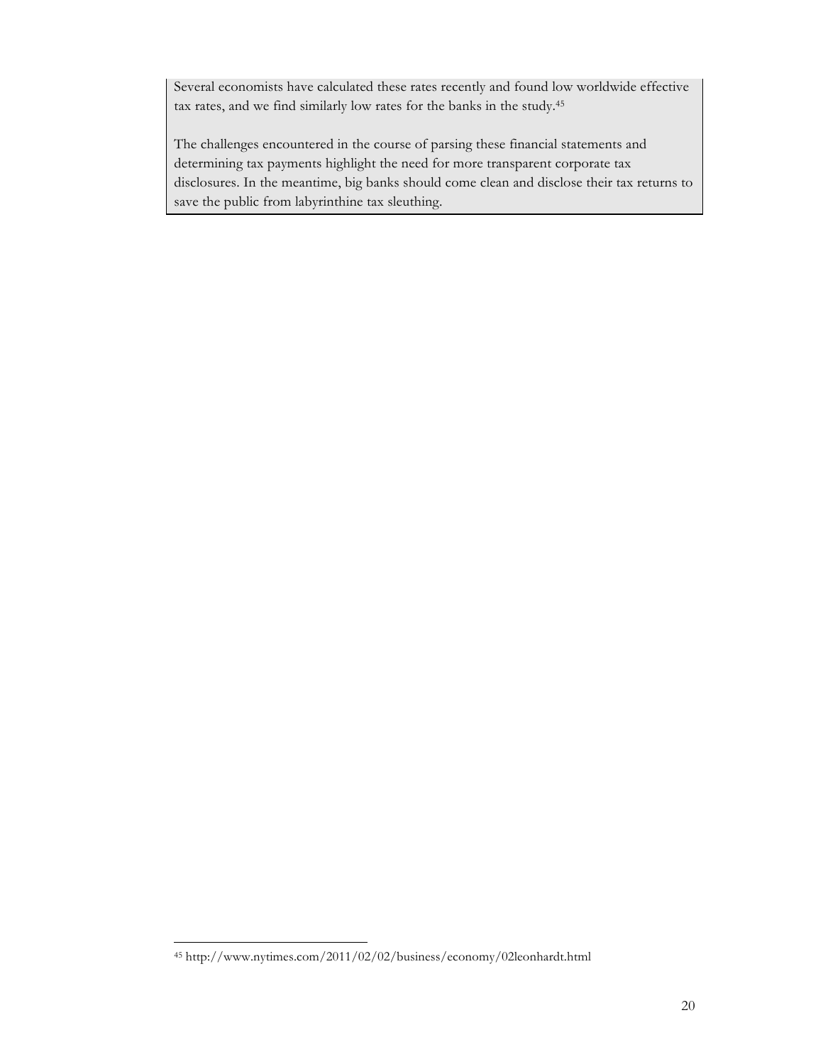Several economists have calculated these rates recently and found low worldwide effective tax rates, and we find similarly low rates for the banks in the study.[45]

The challenges encountered in the course of parsing these financial statements and determining tax payments highlight the need for more transparent corporate tax disclosures. In the meantime, big banks should come clean and disclose their tax returns to save the public from labyrinthine tax sleuthing.

---

[45] http://www.nytimes.com/2011/02/02/business/economy/02leonhardt.html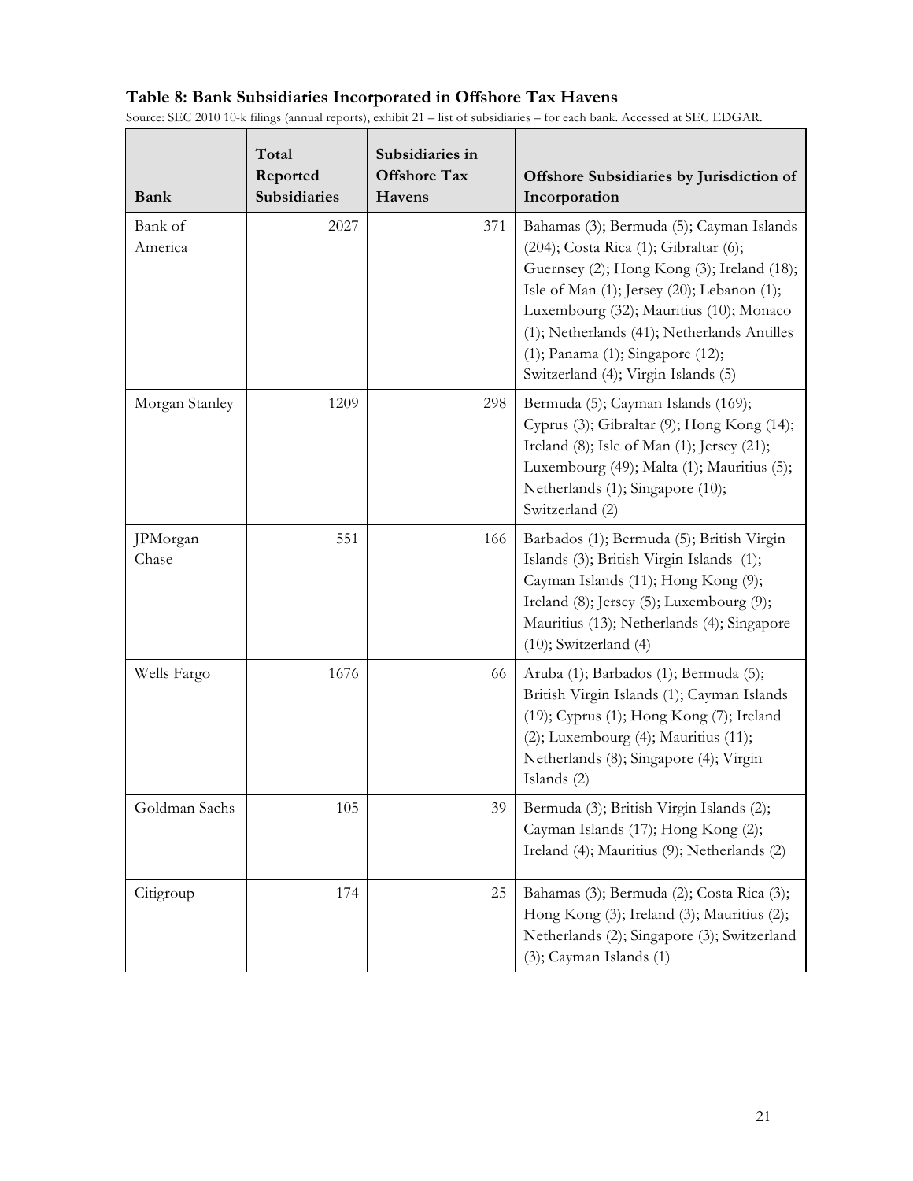**Table 8: Bank Subsidiaries Incorporated in Offshore Tax Havens**

Source: SEC 2010 10-k filings (annual reports), exhibit 21 – list of subsidiaries – for each bank. Accessed at SEC EDGAR.

| Bank | Total Reported Subsidiaries | Subsidiaries in Offshore Tax Havens | Offshore Subsidiaries by Jurisdiction of Incorporation |
|---|---|---|---|
| Bank of America | 2027 | 371 | Bahamas (3); Bermuda (5); Cayman Islands (204); Costa Rica (1); Gibraltar (6); Guernsey (2); Hong Kong (3); Ireland (18); Isle of Man (1); Jersey (20); Lebanon (1); Luxembourg (32); Mauritius (10); Monaco (1); Netherlands (41); Netherlands Antilles (1); Panama (1); Singapore (12); Switzerland (4); Virgin Islands (5) |
| Morgan Stanley | 1209 | 298 | Bermuda (5); Cayman Islands (169); Cyprus (3); Gibraltar (9); Hong Kong (14); Ireland (8); Isle of Man (1); Jersey (21); Luxembourg (49); Malta (1); Mauritius (5); Netherlands (1); Singapore (10); Switzerland (2) |
| JPMorgan Chase | 551 | 166 | Barbados (1); Bermuda (5); British Virgin Islands (3); British Virgin Islands (1); Cayman Islands (11); Hong Kong (9); Ireland (8); Jersey (5); Luxembourg (9); Mauritius (13); Netherlands (4); Singapore (10); Switzerland (4) |
| Wells Fargo | 1676 | 66 | Aruba (1); Barbados (1); Bermuda (5); British Virgin Islands (1); Cayman Islands (19); Cyprus (1); Hong Kong (7); Ireland (2); Luxembourg (4); Mauritius (11); Netherlands (8); Singapore (4); Virgin Islands (2) |
| Goldman Sachs | 105 | 39 | Bermuda (3); British Virgin Islands (2); Cayman Islands (17); Hong Kong (2); Ireland (4); Mauritius (9); Netherlands (2) |
| Citigroup | 174 | 25 | Bahamas (3); Bermuda (2); Costa Rica (3); Hong Kong (3); Ireland (3); Mauritius (2); Netherlands (2); Singapore (3); Switzerland (3); Cayman Islands (1) |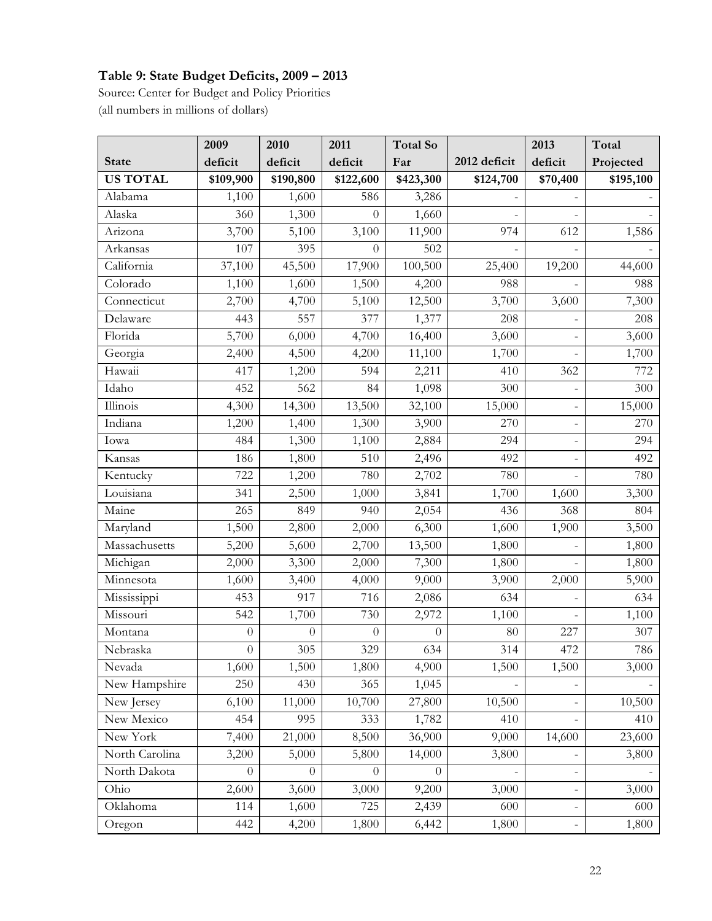**Table 9: State Budget Deficits, 2009 – 2013**

Source: Center for Budget and Policy Priorities
(all numbers in millions of dollars)

| State | 2009 deficit | 2010 deficit | 2011 deficit | Total So Far | 2012 deficit | 2013 deficit | Total Projected |
|---|---|---|---|---|---|---|---|
| **US TOTAL** | **\$109,900** | **\$190,800** | **\$122,600** | **\$423,300** | **\$124,700** | **\$70,400** | **\$195,100** |
| Alabama | 1,100 | 1,600 | 586 | 3,286 | - | - | - |
| Alaska | 360 | 1,300 | 0 | 1,660 | - | - | - |
| Arizona | 3,700 | 5,100 | 3,100 | 11,900 | 974 | 612 | 1,586 |
| Arkansas | 107 | 395 | 0 | 502 | - | - | - |
| California | 37,100 | 45,500 | 17,900 | 100,500 | 25,400 | 19,200 | 44,600 |
| Colorado | 1,100 | 1,600 | 1,500 | 4,200 | 988 | - | 988 |
| Connecticut | 2,700 | 4,700 | 5,100 | 12,500 | 3,700 | 3,600 | 7,300 |
| Delaware | 443 | 557 | 377 | 1,377 | 208 | - | 208 |
| Florida | 5,700 | 6,000 | 4,700 | 16,400 | 3,600 | - | 3,600 |
| Georgia | 2,400 | 4,500 | 4,200 | 11,100 | 1,700 | - | 1,700 |
| Hawaii | 417 | 1,200 | 594 | 2,211 | 410 | 362 | 772 |
| Idaho | 452 | 562 | 84 | 1,098 | 300 | - | 300 |
| Illinois | 4,300 | 14,300 | 13,500 | 32,100 | 15,000 | - | 15,000 |
| Indiana | 1,200 | 1,400 | 1,300 | 3,900 | 270 | - | 270 |
| Iowa | 484 | 1,300 | 1,100 | 2,884 | 294 | - | 294 |
| Kansas | 186 | 1,800 | 510 | 2,496 | 492 | - | 492 |
| Kentucky | 722 | 1,200 | 780 | 2,702 | 780 | - | 780 |
| Louisiana | 341 | 2,500 | 1,000 | 3,841 | 1,700 | 1,600 | 3,300 |
| Maine | 265 | 849 | 940 | 2,054 | 436 | 368 | 804 |
| Maryland | 1,500 | 2,800 | 2,000 | 6,300 | 1,600 | 1,900 | 3,500 |
| Massachusetts | 5,200 | 5,600 | 2,700 | 13,500 | 1,800 | - | 1,800 |
| Michigan | 2,000 | 3,300 | 2,000 | 7,300 | 1,800 | - | 1,800 |
| Minnesota | 1,600 | 3,400 | 4,000 | 9,000 | 3,900 | 2,000 | 5,900 |
| Mississippi | 453 | 917 | 716 | 2,086 | 634 | - | 634 |
| Missouri | 542 | 1,700 | 730 | 2,972 | 1,100 | - | 1,100 |
| Montana | 0 | 0 | 0 | 0 | 80 | 227 | 307 |
| Nebraska | 0 | 305 | 329 | 634 | 314 | 472 | 786 |
| Nevada | 1,600 | 1,500 | 1,800 | 4,900 | 1,500 | 1,500 | 3,000 |
| New Hampshire | 250 | 430 | 365 | 1,045 | - | - | - |
| New Jersey | 6,100 | 11,000 | 10,700 | 27,800 | 10,500 | - | 10,500 |
| New Mexico | 454 | 995 | 333 | 1,782 | 410 | - | 410 |
| New York | 7,400 | 21,000 | 8,500 | 36,900 | 9,000 | 14,600 | 23,600 |
| North Carolina | 3,200 | 5,000 | 5,800 | 14,000 | 3,800 | - | 3,800 |
| North Dakota | 0 | 0 | 0 | 0 | - | - | - |
| Ohio | 2,600 | 3,600 | 3,000 | 9,200 | 3,000 | - | 3,000 |
| Oklahoma | 114 | 1,600 | 725 | 2,439 | 600 | - | 600 |
| Oregon | 442 | 4,200 | 1,800 | 6,442 | 1,800 | - | 1,800 |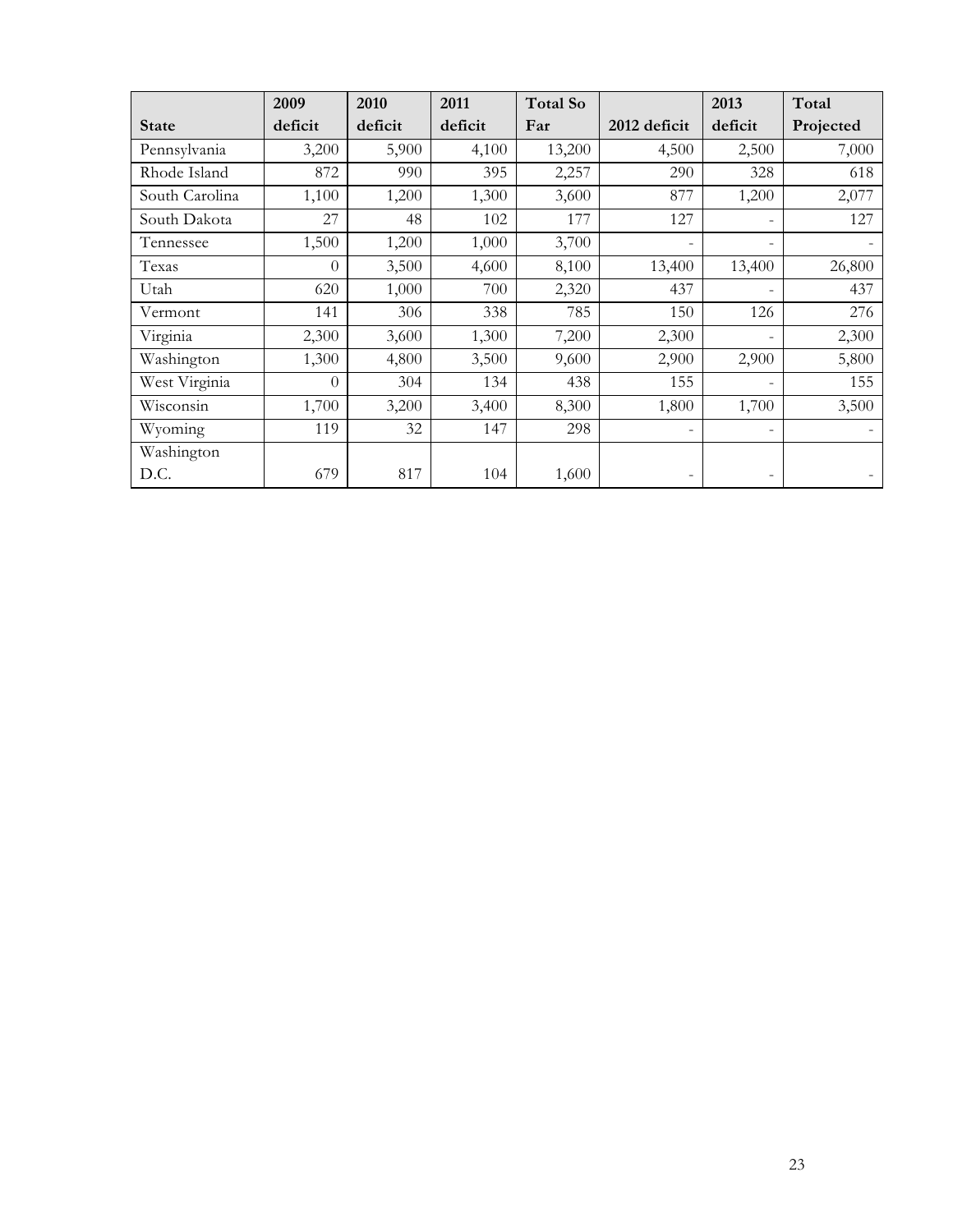| State | 2009 deficit | 2010 deficit | 2011 deficit | Total So Far | 2012 deficit | 2013 deficit | Total Projected |
|---|---|---|---|---|---|---|---|
| Pennsylvania | 3,200 | 5,900 | 4,100 | 13,200 | 4,500 | 2,500 | 7,000 |
| Rhode Island | 872 | 990 | 395 | 2,257 | 290 | 328 | 618 |
| South Carolina | 1,100 | 1,200 | 1,300 | 3,600 | 877 | 1,200 | 2,077 |
| South Dakota | 27 | 48 | 102 | 177 | 127 | - | 127 |
| Tennessee | 1,500 | 1,200 | 1,000 | 3,700 | - | - | - |
| Texas | 0 | 3,500 | 4,600 | 8,100 | 13,400 | 13,400 | 26,800 |
| Utah | 620 | 1,000 | 700 | 2,320 | 437 | - | 437 |
| Vermont | 141 | 306 | 338 | 785 | 150 | 126 | 276 |
| Virginia | 2,300 | 3,600 | 1,300 | 7,200 | 2,300 | - | 2,300 |
| Washington | 1,300 | 4,800 | 3,500 | 9,600 | 2,900 | 2,900 | 5,800 |
| West Virginia | 0 | 304 | 134 | 438 | 155 | - | 155 |
| Wisconsin | 1,700 | 3,200 | 3,400 | 8,300 | 1,800 | 1,700 | 3,500 |
| Wyoming | 119 | 32 | 147 | 298 | - | - | - |
| Washington D.C. | 679 | 817 | 104 | 1,600 | - | - | - |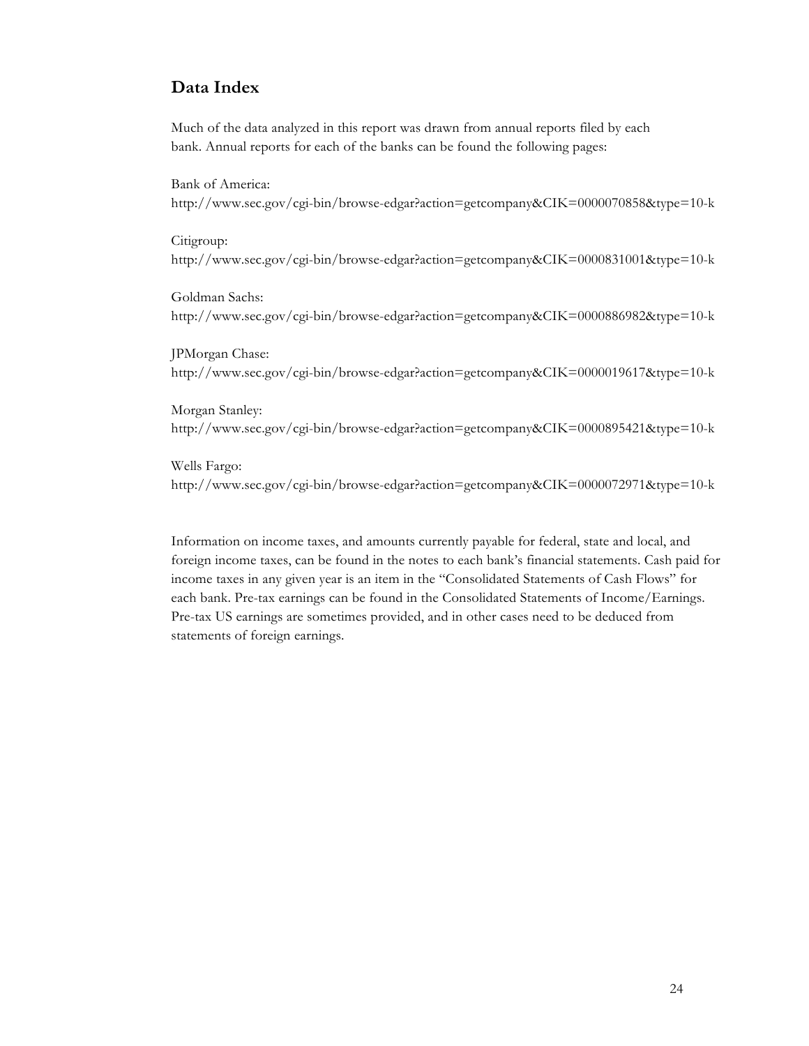## Data Index

Much of the data analyzed in this report was drawn from annual reports filed by each bank. Annual reports for each of the banks can be found the following pages:

Bank of America:
http://www.sec.gov/cgi-bin/browse-edgar?action=getcompany&CIK=0000070858&type=10-k

Citigroup:
http://www.sec.gov/cgi-bin/browse-edgar?action=getcompany&CIK=0000831001&type=10-k

Goldman Sachs:
http://www.sec.gov/cgi-bin/browse-edgar?action=getcompany&CIK=0000886982&type=10-k

JPMorgan Chase:
http://www.sec.gov/cgi-bin/browse-edgar?action=getcompany&CIK=0000019617&type=10-k

Morgan Stanley:
http://www.sec.gov/cgi-bin/browse-edgar?action=getcompany&CIK=0000895421&type=10-k

Wells Fargo:
http://www.sec.gov/cgi-bin/browse-edgar?action=getcompany&CIK=0000072971&type=10-k

Information on income taxes, and amounts currently payable for federal, state and local, and foreign income taxes, can be found in the notes to each bank's financial statements. Cash paid for income taxes in any given year is an item in the "Consolidated Statements of Cash Flows" for each bank. Pre-tax earnings can be found in the Consolidated Statements of Income/Earnings. Pre-tax US earnings are sometimes provided, and in other cases need to be deduced from statements of foreign earnings.